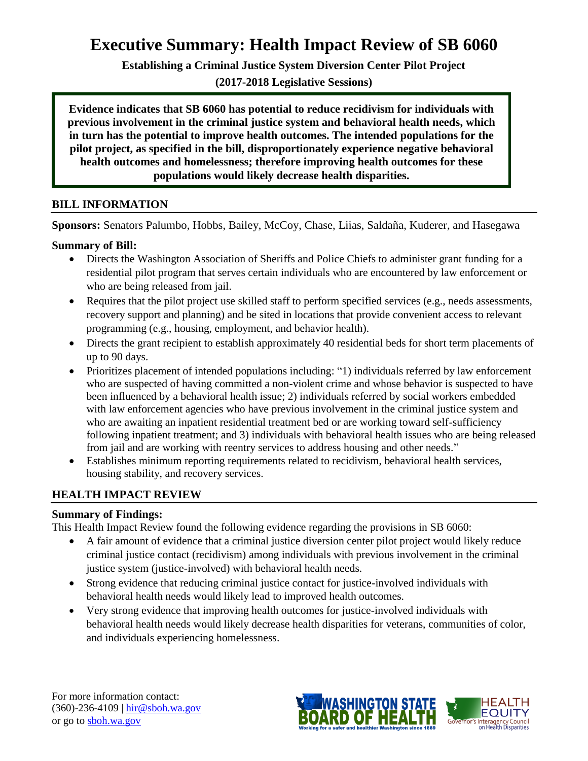# Executive Summary: Health Impact Review of SB 6060

**Establishing a Criminal Justice System Diversion Center Pilot Project**

**(2017-2018 Legislative Sessions)**

**Evidence indicates that SB 6060 has potential to reduce recidivism for individuals with previous involvement in the criminal justice system and behavioral health needs, which in turn has the potential to improve health outcomes. The intended populations for the pilot project, as specified in the bill, disproportionately experience negative behavioral health outcomes and homelessness; therefore improving health outcomes for these populations would likely decrease health disparities.**

## BILL INFORMATION

**Sponsors:** Senators Palumbo, Hobbs, Bailey, McCoy, Chase, Liias, Saldaña, Kuderer, and Hasegawa

**Summary of Bill:**

- Directs the Washington Association of Sheriffs and Police Chiefs to administer grant funding for a residential pilot program that serves certain individuals who are encountered by law enforcement or who are being released from jail.
- Requires that the pilot project use skilled staff to perform specified services (e.g., needs assessments, recovery support and planning) and be sited in locations that provide convenient access to relevant programming (e.g., housing, employment, and behavior health).
- Directs the grant recipient to establish approximately 40 residential beds for short term placements of up to 90 days.
- Prioritizes placement of intended populations including: "1) individuals referred by law enforcement who are suspected of having committed a non-violent crime and whose behavior is suspected to have been influenced by a behavioral health issue; 2) individuals referred by social workers embedded with law enforcement agencies who have previous involvement in the criminal justice system and who are awaiting an inpatient residential treatment bed or are working toward self-sufficiency following inpatient treatment; and 3) individuals with behavioral health issues who are being released from jail and are working with reentry services to address housing and other needs."
- Establishes minimum reporting requirements related to recidivism, behavioral health services, housing stability, and recovery services.

## HEALTH IMPACT REVIEW

**Summary of Findings:**

This Health Impact Review found the following evidence regarding the provisions in SB 6060:

- A fair amount of evidence that a criminal justice diversion center pilot project would likely reduce criminal justice contact (recidivism) among individuals with previous involvement in the criminal justice system (justice-involved) with behavioral health needs.
- Strong evidence that reducing criminal justice contact for justice-involved individuals with behavioral health needs would likely lead to improved health outcomes.
- Very strong evidence that improving health outcomes for justice-involved individuals with behavioral health needs would likely decrease health disparities for veterans, communities of color, and individuals experiencing homelessness.

For more information contact:
(360)-236-4109 | hir@sboh.wa.gov
or go to sboh.wa.gov

WASHINGTON STATE BOARD OF HEALTH — Working for a safer and healthier Washington since 1889

HEALTH EQUITY — Governor's Interagency Council on Health Disparities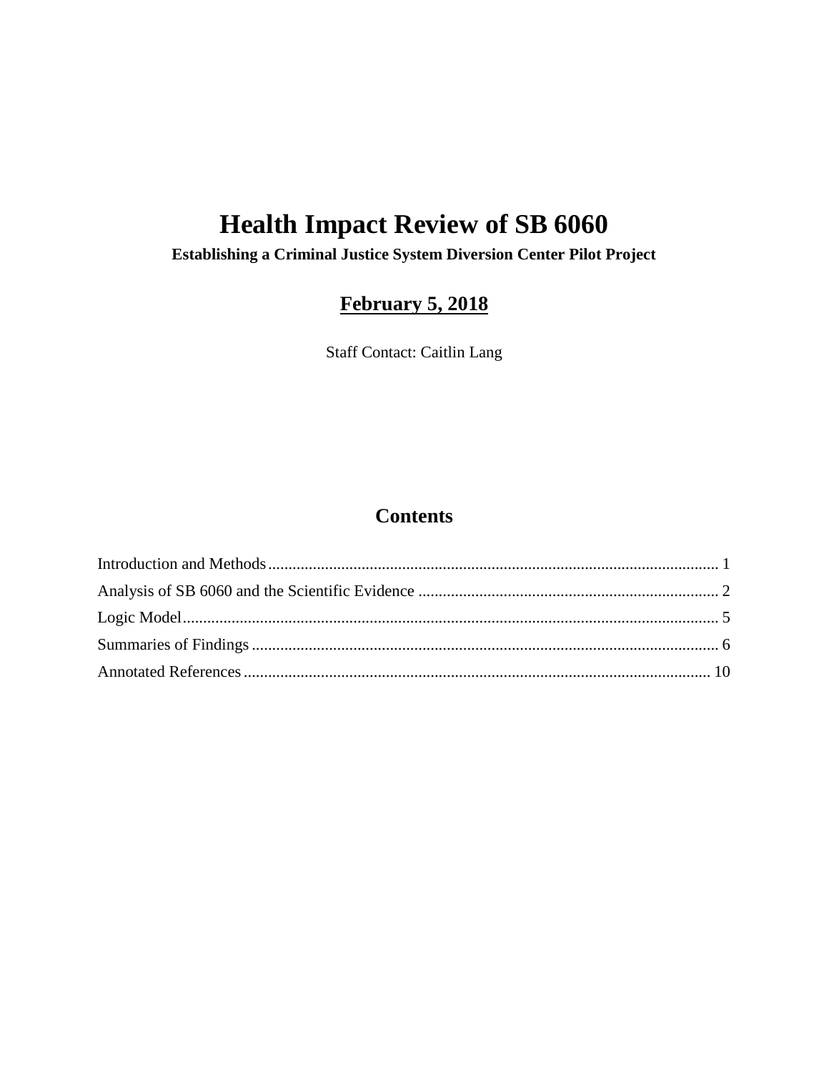# Health Impact Review of SB 6060

**Establishing a Criminal Justice System Diversion Center Pilot Project**

**February 5, 2018**

Staff Contact: Caitlin Lang

## Contents

Introduction and Methods ..................................................................................................... 1

Analysis of SB 6060 and the Scientific Evidence ..................................................................... 2

Logic Model ........................................................................................................................... 5

Summaries of Findings .......................................................................................................... 6

Annotated References .......................................................................................................... 10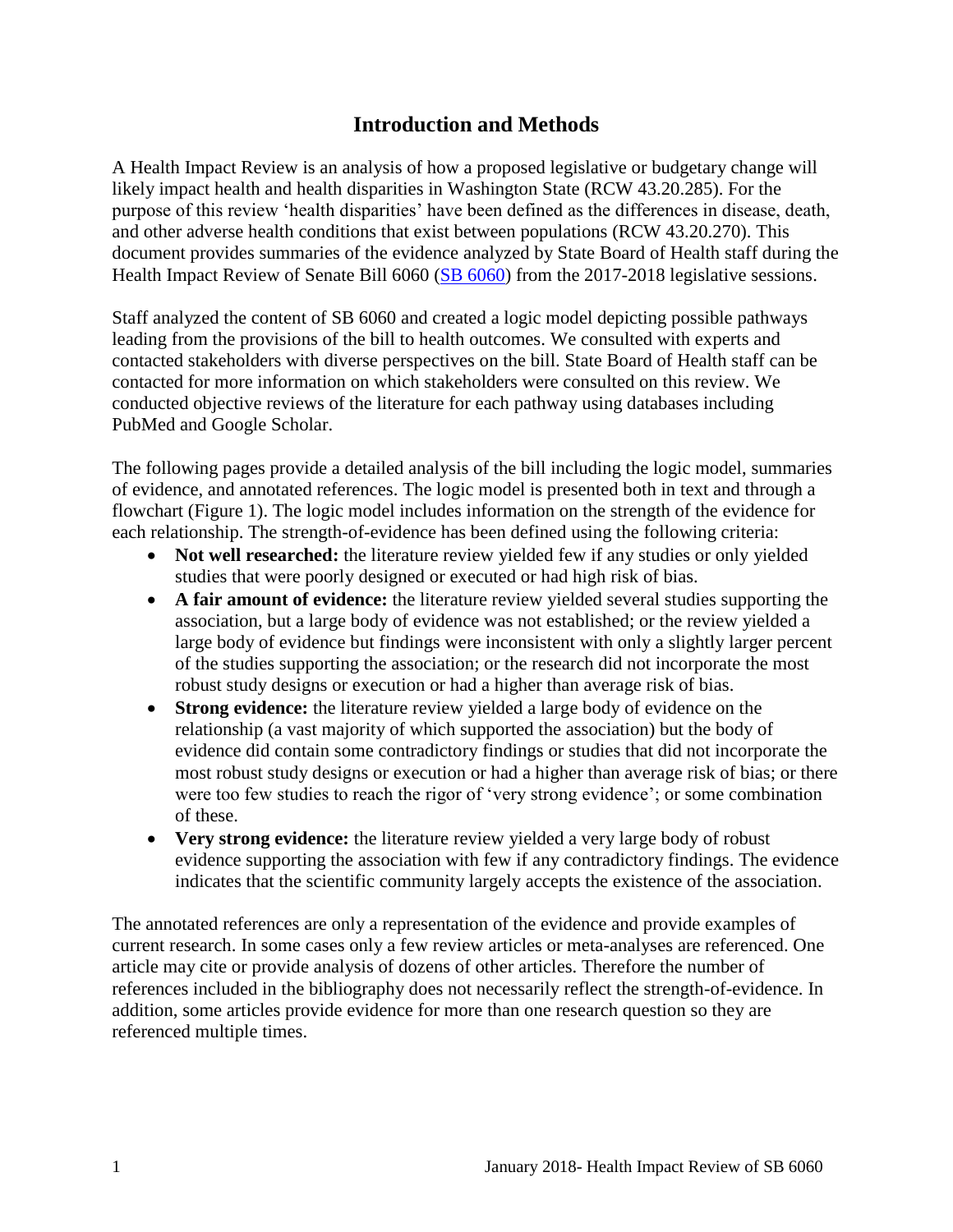# Introduction and Methods

A Health Impact Review is an analysis of how a proposed legislative or budgetary change will likely impact health and health disparities in Washington State (RCW 43.20.285). For the purpose of this review 'health disparities' have been defined as the differences in disease, death, and other adverse health conditions that exist between populations (RCW 43.20.270). This document provides summaries of the evidence analyzed by State Board of Health staff during the Health Impact Review of Senate Bill 6060 (SB 6060) from the 2017-2018 legislative sessions.

Staff analyzed the content of SB 6060 and created a logic model depicting possible pathways leading from the provisions of the bill to health outcomes. We consulted with experts and contacted stakeholders with diverse perspectives on the bill. State Board of Health staff can be contacted for more information on which stakeholders were consulted on this review. We conducted objective reviews of the literature for each pathway using databases including PubMed and Google Scholar.

The following pages provide a detailed analysis of the bill including the logic model, summaries of evidence, and annotated references. The logic model is presented both in text and through a flowchart (Figure 1). The logic model includes information on the strength of the evidence for each relationship. The strength-of-evidence has been defined using the following criteria:

- **Not well researched:** the literature review yielded few if any studies or only yielded studies that were poorly designed or executed or had high risk of bias.
- **A fair amount of evidence:** the literature review yielded several studies supporting the association, but a large body of evidence was not established; or the review yielded a large body of evidence but findings were inconsistent with only a slightly larger percent of the studies supporting the association; or the research did not incorporate the most robust study designs or execution or had a higher than average risk of bias.
- **Strong evidence:** the literature review yielded a large body of evidence on the relationship (a vast majority of which supported the association) but the body of evidence did contain some contradictory findings or studies that did not incorporate the most robust study designs or execution or had a higher than average risk of bias; or there were too few studies to reach the rigor of 'very strong evidence'; or some combination of these.
- **Very strong evidence:** the literature review yielded a very large body of robust evidence supporting the association with few if any contradictory findings. The evidence indicates that the scientific community largely accepts the existence of the association.

The annotated references are only a representation of the evidence and provide examples of current research. In some cases only a few review articles or meta-analyses are referenced. One article may cite or provide analysis of dozens of other articles. Therefore the number of references included in the bibliography does not necessarily reflect the strength-of-evidence. In addition, some articles provide evidence for more than one research question so they are referenced multiple times.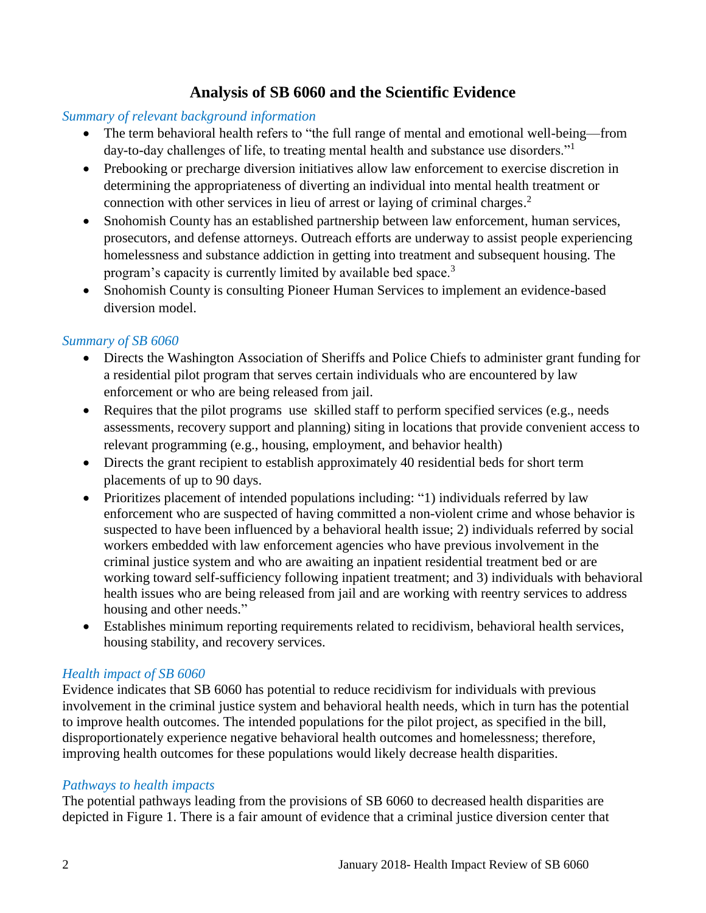## Analysis of SB 6060 and the Scientific Evidence

*Summary of relevant background information*

- The term behavioral health refers to "the full range of mental and emotional well-being—from day-to-day challenges of life, to treating mental health and substance use disorders."[1]
- Prebooking or precharge diversion initiatives allow law enforcement to exercise discretion in determining the appropriateness of diverting an individual into mental health treatment or connection with other services in lieu of arrest or laying of criminal charges.[2]
- Snohomish County has an established partnership between law enforcement, human services, prosecutors, and defense attorneys. Outreach efforts are underway to assist people experiencing homelessness and substance addiction in getting into treatment and subsequent housing. The program's capacity is currently limited by available bed space.[3]
- Snohomish County is consulting Pioneer Human Services to implement an evidence-based diversion model.

*Summary of SB 6060*

- Directs the Washington Association of Sheriffs and Police Chiefs to administer grant funding for a residential pilot program that serves certain individuals who are encountered by law enforcement or who are being released from jail.
- Requires that the pilot programs use skilled staff to perform specified services (e.g., needs assessments, recovery support and planning) siting in locations that provide convenient access to relevant programming (e.g., housing, employment, and behavior health)
- Directs the grant recipient to establish approximately 40 residential beds for short term placements of up to 90 days.
- Prioritizes placement of intended populations including: "1) individuals referred by law enforcement who are suspected of having committed a non-violent crime and whose behavior is suspected to have been influenced by a behavioral health issue; 2) individuals referred by social workers embedded with law enforcement agencies who have previous involvement in the criminal justice system and who are awaiting an inpatient residential treatment bed or are working toward self-sufficiency following inpatient treatment; and 3) individuals with behavioral health issues who are being released from jail and are working with reentry services to address housing and other needs."
- Establishes minimum reporting requirements related to recidivism, behavioral health services, housing stability, and recovery services.

*Health impact of SB 6060*

Evidence indicates that SB 6060 has potential to reduce recidivism for individuals with previous involvement in the criminal justice system and behavioral health needs, which in turn has the potential to improve health outcomes. The intended populations for the pilot project, as specified in the bill, disproportionately experience negative behavioral health outcomes and homelessness; therefore, improving health outcomes for these populations would likely decrease health disparities.

*Pathways to health impacts*

The potential pathways leading from the provisions of SB 6060 to decreased health disparities are depicted in Figure 1. There is a fair amount of evidence that a criminal justice diversion center that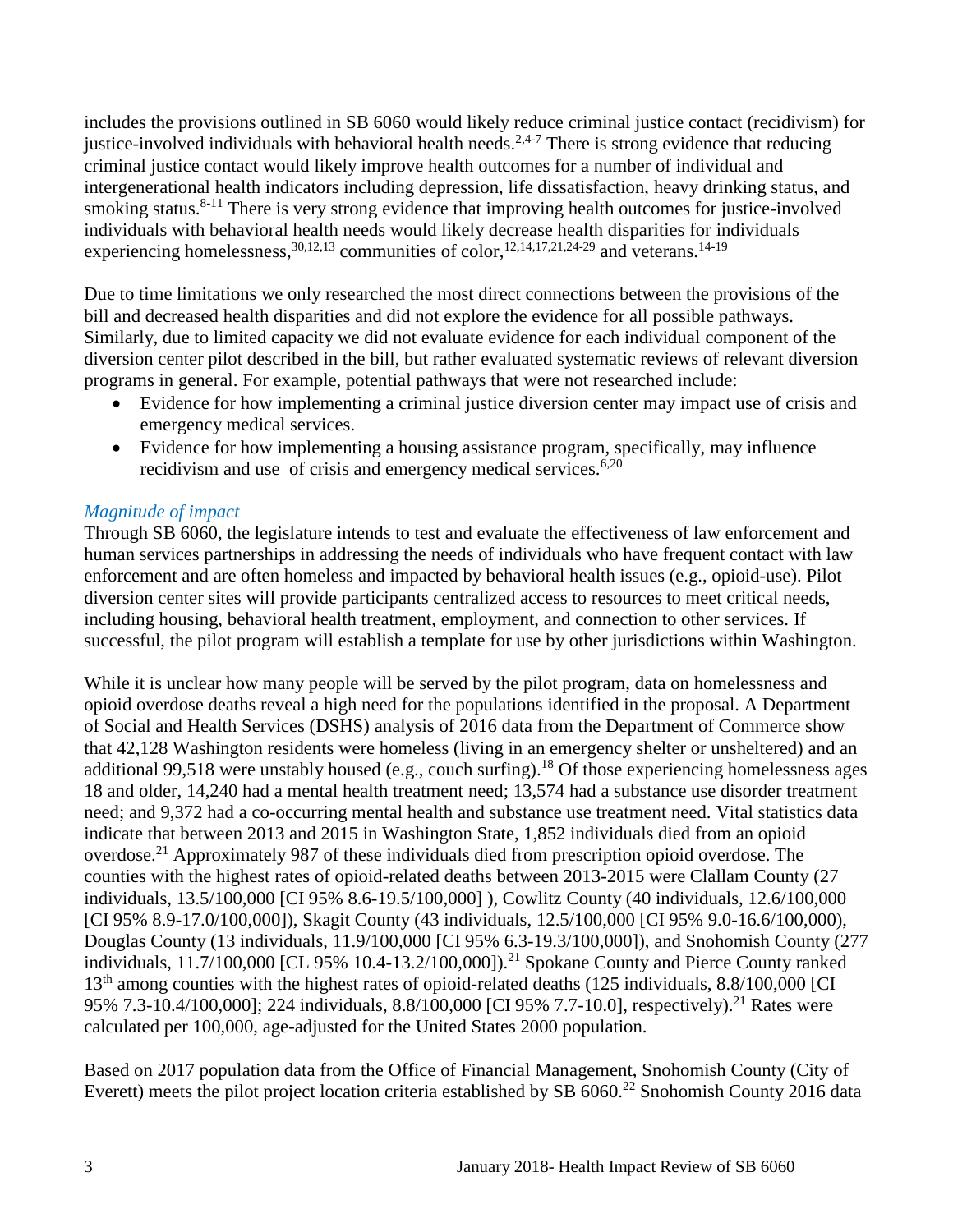includes the provisions outlined in SB 6060 would likely reduce criminal justice contact (recidivism) for justice-involved individuals with behavioral health needs.[2,4-7] There is strong evidence that reducing criminal justice contact would likely improve health outcomes for a number of individual and intergenerational health indicators including depression, life dissatisfaction, heavy drinking status, and smoking status.[8-11] There is very strong evidence that improving health outcomes for justice-involved individuals with behavioral health needs would likely decrease health disparities for individuals experiencing homelessness,[30,12,13] communities of color,[12,14,17,21,24-29] and veterans.[14-19]

Due to time limitations we only researched the most direct connections between the provisions of the bill and decreased health disparities and did not explore the evidence for all possible pathways. Similarly, due to limited capacity we did not evaluate evidence for each individual component of the diversion center pilot described in the bill, but rather evaluated systematic reviews of relevant diversion programs in general. For example, potential pathways that were not researched include:

- Evidence for how implementing a criminal justice diversion center may impact use of crisis and emergency medical services.
- Evidence for how implementing a housing assistance program, specifically, may influence recidivism and use of crisis and emergency medical services.[6,20]

### *Magnitude of impact*

Through SB 6060, the legislature intends to test and evaluate the effectiveness of law enforcement and human services partnerships in addressing the needs of individuals who have frequent contact with law enforcement and are often homeless and impacted by behavioral health issues (e.g., opioid-use). Pilot diversion center sites will provide participants centralized access to resources to meet critical needs, including housing, behavioral health treatment, employment, and connection to other services. If successful, the pilot program will establish a template for use by other jurisdictions within Washington.

While it is unclear how many people will be served by the pilot program, data on homelessness and opioid overdose deaths reveal a high need for the populations identified in the proposal. A Department of Social and Health Services (DSHS) analysis of 2016 data from the Department of Commerce show that 42,128 Washington residents were homeless (living in an emergency shelter or unsheltered) and an additional 99,518 were unstably housed (e.g., couch surfing).[18] Of those experiencing homelessness ages 18 and older, 14,240 had a mental health treatment need; 13,574 had a substance use disorder treatment need; and 9,372 had a co-occurring mental health and substance use treatment need. Vital statistics data indicate that between 2013 and 2015 in Washington State, 1,852 individuals died from an opioid overdose.[21] Approximately 987 of these individuals died from prescription opioid overdose. The counties with the highest rates of opioid-related deaths between 2013-2015 were Clallam County (27 individuals, 13.5/100,000 [CI 95% 8.6-19.5/100,000] ), Cowlitz County (40 individuals, 12.6/100,000 [CI 95% 8.9-17.0/100,000]), Skagit County (43 individuals, 12.5/100,000 [CI 95% 9.0-16.6/100,000), Douglas County (13 individuals, 11.9/100,000 [CI 95% 6.3-19.3/100,000]), and Snohomish County (277 individuals, 11.7/100,000 [CL 95% 10.4-13.2/100,000]).[21] Spokane County and Pierce County ranked 13th among counties with the highest rates of opioid-related deaths (125 individuals, 8.8/100,000 [CI 95% 7.3-10.4/100,000]; 224 individuals, 8.8/100,000 [CI 95% 7.7-10.0], respectively).[21] Rates were calculated per 100,000, age-adjusted for the United States 2000 population.

Based on 2017 population data from the Office of Financial Management, Snohomish County (City of Everett) meets the pilot project location criteria established by SB 6060.[22] Snohomish County 2016 data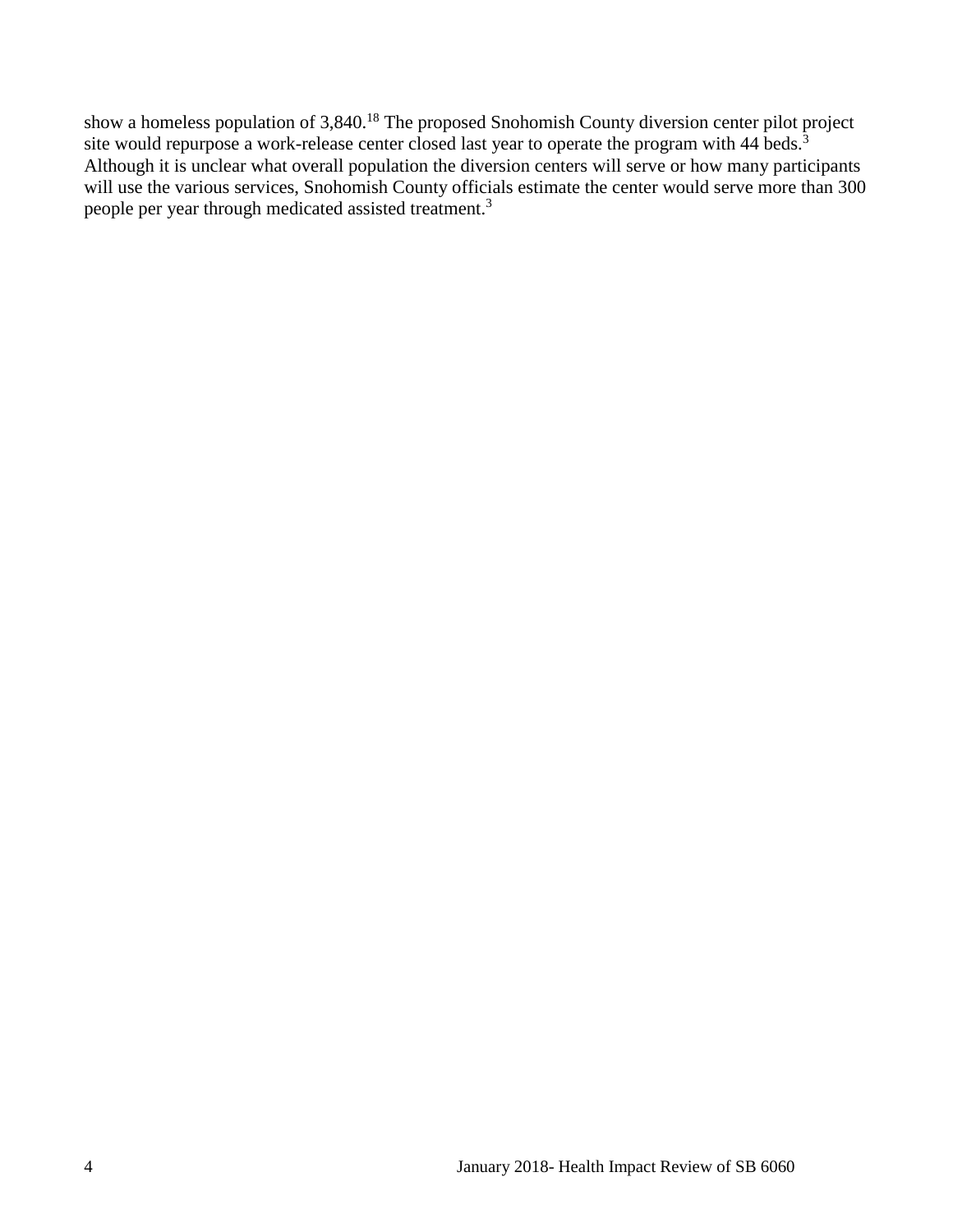show a homeless population of 3,840.[18] The proposed Snohomish County diversion center pilot project site would repurpose a work-release center closed last year to operate the program with 44 beds.[3] Although it is unclear what overall population the diversion centers will serve or how many participants will use the various services, Snohomish County officials estimate the center would serve more than 300 people per year through medicated assisted treatment.[3]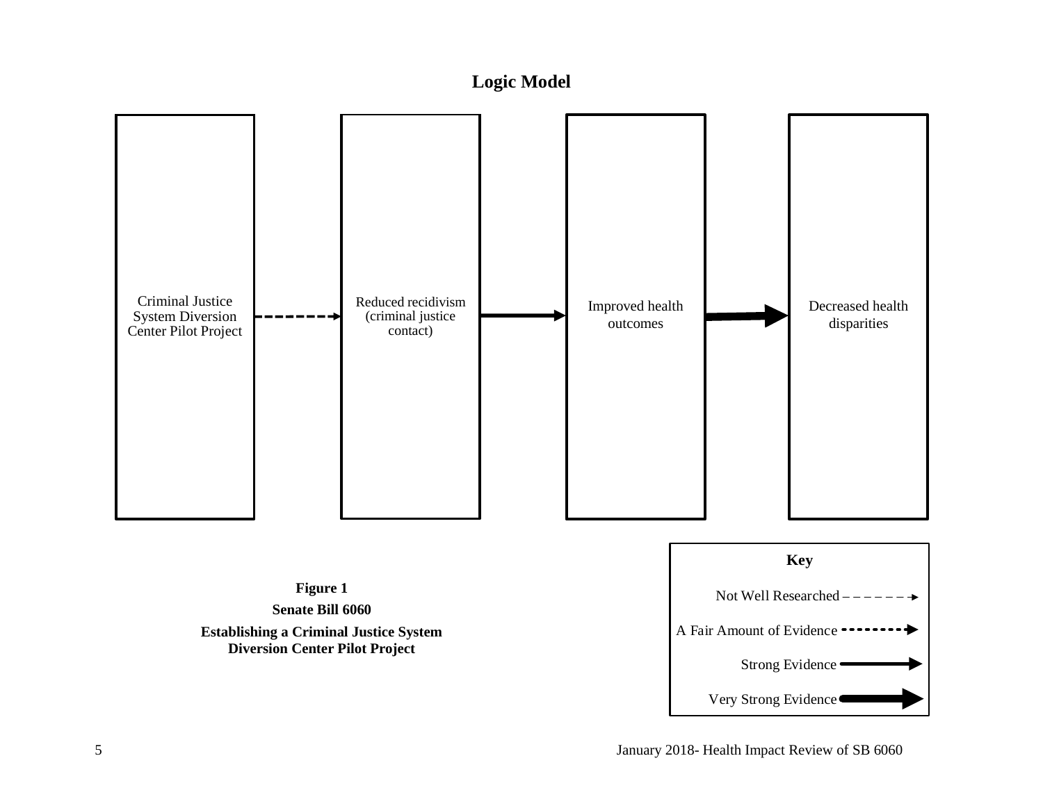## Logic Model

Criminal Justice System Diversion Center Pilot Project → (A Fair Amount of Evidence) → Reduced recidivism (criminal justice contact) → (Strong Evidence) → Improved health outcomes → (Very Strong Evidence) → Decreased health disparities

**Key**

- Not Well Researched
- A Fair Amount of Evidence
- Strong Evidence
- Very Strong Evidence

**Figure 1**

**Senate Bill 6060**

**Establishing a Criminal Justice System Diversion Center Pilot Project**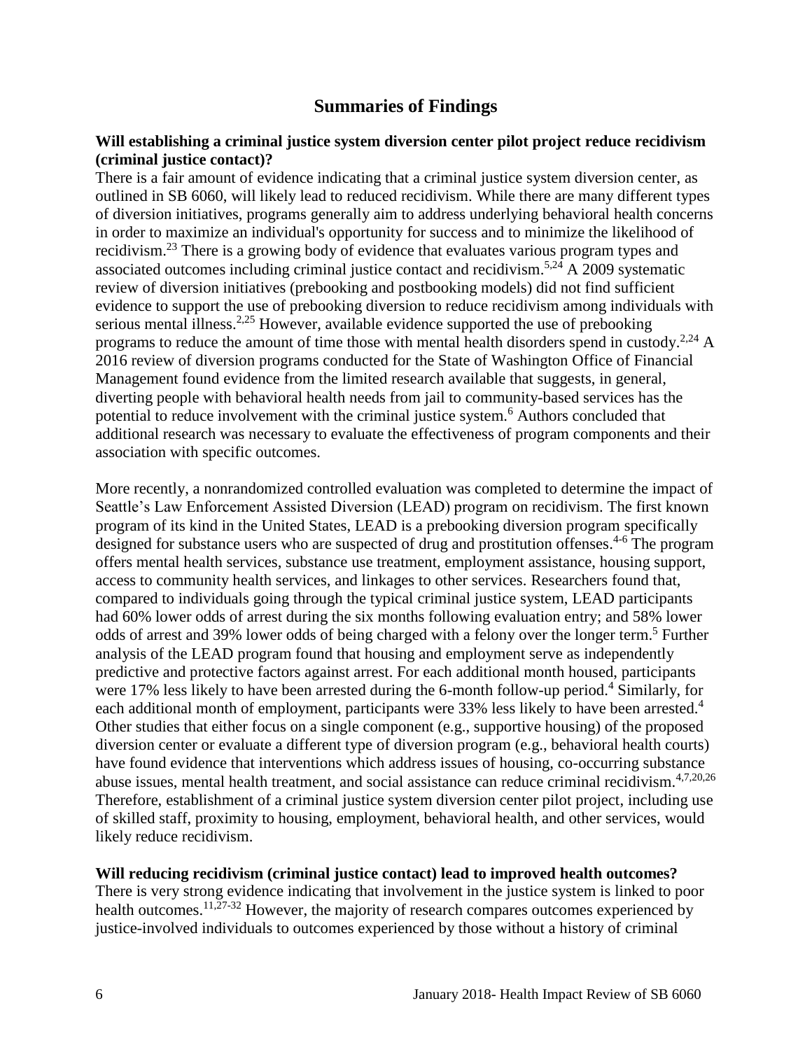## Summaries of Findings

**Will establishing a criminal justice system diversion center pilot project reduce recidivism (criminal justice contact)?**

There is a fair amount of evidence indicating that a criminal justice system diversion center, as outlined in SB 6060, will likely lead to reduced recidivism. While there are many different types of diversion initiatives, programs generally aim to address underlying behavioral health concerns in order to maximize an individual's opportunity for success and to minimize the likelihood of recidivism.[23] There is a growing body of evidence that evaluates various program types and associated outcomes including criminal justice contact and recidivism.[5,24] A 2009 systematic review of diversion initiatives (prebooking and postbooking models) did not find sufficient evidence to support the use of prebooking diversion to reduce recidivism among individuals with serious mental illness.[2,25] However, available evidence supported the use of prebooking programs to reduce the amount of time those with mental health disorders spend in custody.[2,24] A 2016 review of diversion programs conducted for the State of Washington Office of Financial Management found evidence from the limited research available that suggests, in general, diverting people with behavioral health needs from jail to community-based services has the potential to reduce involvement with the criminal justice system.[6] Authors concluded that additional research was necessary to evaluate the effectiveness of program components and their association with specific outcomes.

More recently, a nonrandomized controlled evaluation was completed to determine the impact of Seattle's Law Enforcement Assisted Diversion (LEAD) program on recidivism. The first known program of its kind in the United States, LEAD is a prebooking diversion program specifically designed for substance users who are suspected of drug and prostitution offenses.[4-6] The program offers mental health services, substance use treatment, employment assistance, housing support, access to community health services, and linkages to other services. Researchers found that, compared to individuals going through the typical criminal justice system, LEAD participants had 60% lower odds of arrest during the six months following evaluation entry; and 58% lower odds of arrest and 39% lower odds of being charged with a felony over the longer term.[5] Further analysis of the LEAD program found that housing and employment serve as independently predictive and protective factors against arrest. For each additional month housed, participants were 17% less likely to have been arrested during the 6-month follow-up period.[4] Similarly, for each additional month of employment, participants were 33% less likely to have been arrested.[4] Other studies that either focus on a single component (e.g., supportive housing) of the proposed diversion center or evaluate a different type of diversion program (e.g., behavioral health courts) have found evidence that interventions which address issues of housing, co-occurring substance abuse issues, mental health treatment, and social assistance can reduce criminal recidivism.[4,7,20,26] Therefore, establishment of a criminal justice system diversion center pilot project, including use of skilled staff, proximity to housing, employment, behavioral health, and other services, would likely reduce recidivism.

**Will reducing recidivism (criminal justice contact) lead to improved health outcomes?**

There is very strong evidence indicating that involvement in the justice system is linked to poor health outcomes.[11,27-32] However, the majority of research compares outcomes experienced by justice-involved individuals to outcomes experienced by those without a history of criminal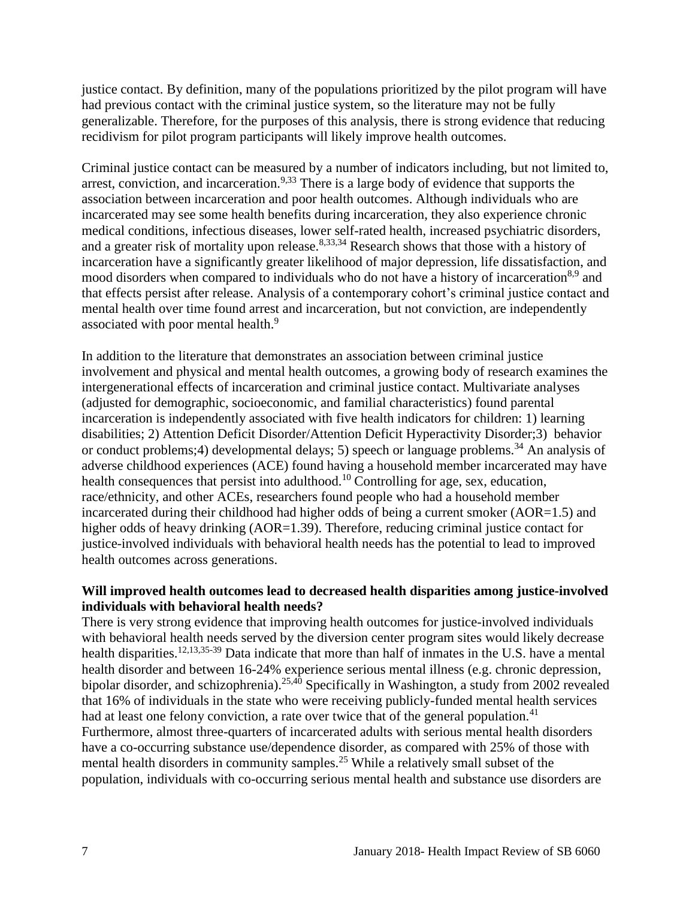justice contact. By definition, many of the populations prioritized by the pilot program will have had previous contact with the criminal justice system, so the literature may not be fully generalizable. Therefore, for the purposes of this analysis, there is strong evidence that reducing recidivism for pilot program participants will likely improve health outcomes.

Criminal justice contact can be measured by a number of indicators including, but not limited to, arrest, conviction, and incarceration.[9,33] There is a large body of evidence that supports the association between incarceration and poor health outcomes. Although individuals who are incarcerated may see some health benefits during incarceration, they also experience chronic medical conditions, infectious diseases, lower self-rated health, increased psychiatric disorders, and a greater risk of mortality upon release.[8,33,34] Research shows that those with a history of incarceration have a significantly greater likelihood of major depression, life dissatisfaction, and mood disorders when compared to individuals who do not have a history of incarceration[8,9] and that effects persist after release. Analysis of a contemporary cohort's criminal justice contact and mental health over time found arrest and incarceration, but not conviction, are independently associated with poor mental health.[9]

In addition to the literature that demonstrates an association between criminal justice involvement and physical and mental health outcomes, a growing body of research examines the intergenerational effects of incarceration and criminal justice contact. Multivariate analyses (adjusted for demographic, socioeconomic, and familial characteristics) found parental incarceration is independently associated with five health indicators for children: 1) learning disabilities; 2) Attention Deficit Disorder/Attention Deficit Hyperactivity Disorder;3) behavior or conduct problems;4) developmental delays; 5) speech or language problems.[34] An analysis of adverse childhood experiences (ACE) found having a household member incarcerated may have health consequences that persist into adulthood.[10] Controlling for age, sex, education, race/ethnicity, and other ACEs, researchers found people who had a household member incarcerated during their childhood had higher odds of being a current smoker (AOR=1.5) and higher odds of heavy drinking (AOR=1.39). Therefore, reducing criminal justice contact for justice-involved individuals with behavioral health needs has the potential to lead to improved health outcomes across generations.

**Will improved health outcomes lead to decreased health disparities among justice-involved individuals with behavioral health needs?**

There is very strong evidence that improving health outcomes for justice-involved individuals with behavioral health needs served by the diversion center program sites would likely decrease health disparities.[12,13,35-39] Data indicate that more than half of inmates in the U.S. have a mental health disorder and between 16-24% experience serious mental illness (e.g. chronic depression, bipolar disorder, and schizophrenia).[25,40] Specifically in Washington, a study from 2002 revealed that 16% of individuals in the state who were receiving publicly-funded mental health services had at least one felony conviction, a rate over twice that of the general population.[41] Furthermore, almost three-quarters of incarcerated adults with serious mental health disorders have a co-occurring substance use/dependence disorder, as compared with 25% of those with mental health disorders in community samples.[25] While a relatively small subset of the population, individuals with co-occurring serious mental health and substance use disorders are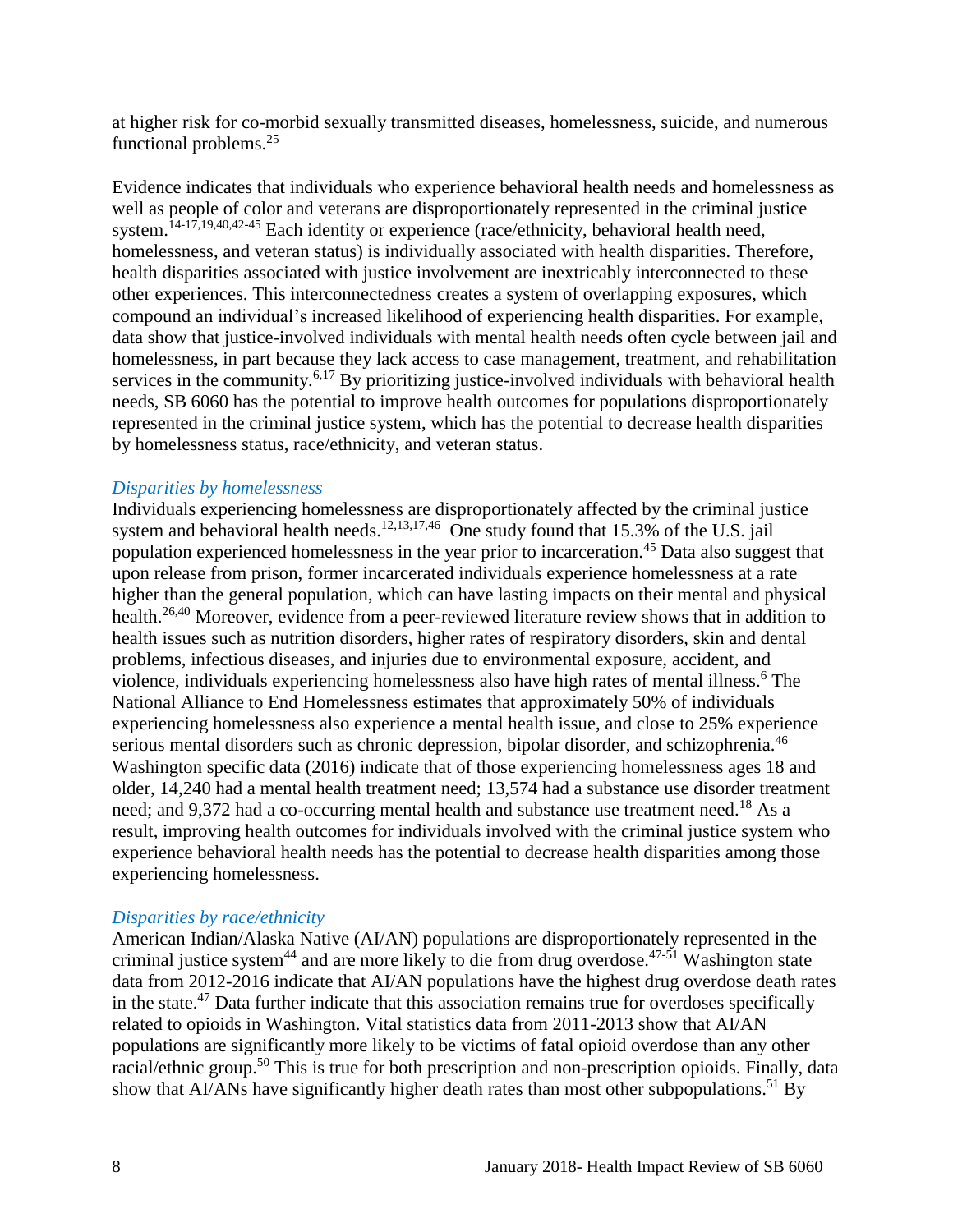at higher risk for co-morbid sexually transmitted diseases, homelessness, suicide, and numerous functional problems.[25]

Evidence indicates that individuals who experience behavioral health needs and homelessness as well as people of color and veterans are disproportionately represented in the criminal justice system.[14-17,19,40,42-45] Each identity or experience (race/ethnicity, behavioral health need, homelessness, and veteran status) is individually associated with health disparities. Therefore, health disparities associated with justice involvement are inextricably interconnected to these other experiences. This interconnectedness creates a system of overlapping exposures, which compound an individual's increased likelihood of experiencing health disparities. For example, data show that justice-involved individuals with mental health needs often cycle between jail and homelessness, in part because they lack access to case management, treatment, and rehabilitation services in the community.[6,17] By prioritizing justice-involved individuals with behavioral health needs, SB 6060 has the potential to improve health outcomes for populations disproportionately represented in the criminal justice system, which has the potential to decrease health disparities by homelessness status, race/ethnicity, and veteran status.

*Disparities by homelessness*

Individuals experiencing homelessness are disproportionately affected by the criminal justice system and behavioral health needs.[12,13,17,46] One study found that 15.3% of the U.S. jail population experienced homelessness in the year prior to incarceration.[45] Data also suggest that upon release from prison, former incarcerated individuals experience homelessness at a rate higher than the general population, which can have lasting impacts on their mental and physical health.[26,40] Moreover, evidence from a peer-reviewed literature review shows that in addition to health issues such as nutrition disorders, higher rates of respiratory disorders, skin and dental problems, infectious diseases, and injuries due to environmental exposure, accident, and violence, individuals experiencing homelessness also have high rates of mental illness.[6] The National Alliance to End Homelessness estimates that approximately 50% of individuals experiencing homelessness also experience a mental health issue, and close to 25% experience serious mental disorders such as chronic depression, bipolar disorder, and schizophrenia.[46] Washington specific data (2016) indicate that of those experiencing homelessness ages 18 and older, 14,240 had a mental health treatment need; 13,574 had a substance use disorder treatment need; and 9,372 had a co-occurring mental health and substance use treatment need.[18] As a result, improving health outcomes for individuals involved with the criminal justice system who experience behavioral health needs has the potential to decrease health disparities among those experiencing homelessness.

*Disparities by race/ethnicity*

American Indian/Alaska Native (AI/AN) populations are disproportionately represented in the criminal justice system[44] and are more likely to die from drug overdose.[47-51] Washington state data from 2012-2016 indicate that AI/AN populations have the highest drug overdose death rates in the state.[47] Data further indicate that this association remains true for overdoses specifically related to opioids in Washington. Vital statistics data from 2011-2013 show that AI/AN populations are significantly more likely to be victims of fatal opioid overdose than any other racial/ethnic group.[50] This is true for both prescription and non-prescription opioids. Finally, data show that AI/ANs have significantly higher death rates than most other subpopulations.[51] By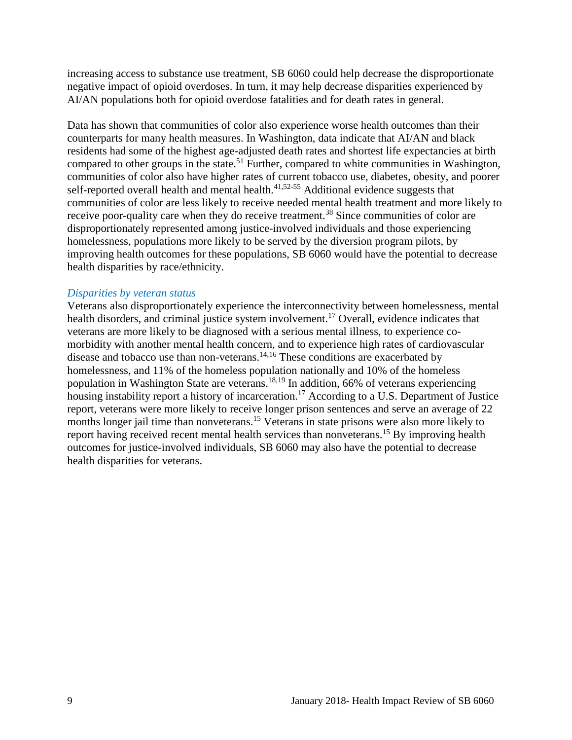increasing access to substance use treatment, SB 6060 could help decrease the disproportionate negative impact of opioid overdoses. In turn, it may help decrease disparities experienced by AI/AN populations both for opioid overdose fatalities and for death rates in general.

Data has shown that communities of color also experience worse health outcomes than their counterparts for many health measures. In Washington, data indicate that AI/AN and black residents had some of the highest age-adjusted death rates and shortest life expectancies at birth compared to other groups in the state.[51] Further, compared to white communities in Washington, communities of color also have higher rates of current tobacco use, diabetes, obesity, and poorer self-reported overall health and mental health.[41,52-55] Additional evidence suggests that communities of color are less likely to receive needed mental health treatment and more likely to receive poor-quality care when they do receive treatment.[38] Since communities of color are disproportionately represented among justice-involved individuals and those experiencing homelessness, populations more likely to be served by the diversion program pilots, by improving health outcomes for these populations, SB 6060 would have the potential to decrease health disparities by race/ethnicity.

*Disparities by veteran status*

Veterans also disproportionately experience the interconnectivity between homelessness, mental health disorders, and criminal justice system involvement.[17] Overall, evidence indicates that veterans are more likely to be diagnosed with a serious mental illness, to experience co-morbidity with another mental health concern, and to experience high rates of cardiovascular disease and tobacco use than non-veterans.[14,16] These conditions are exacerbated by homelessness, and 11% of the homeless population nationally and 10% of the homeless population in Washington State are veterans.[18,19] In addition, 66% of veterans experiencing housing instability report a history of incarceration.[17] According to a U.S. Department of Justice report, veterans were more likely to receive longer prison sentences and serve an average of 22 months longer jail time than nonveterans.[15] Veterans in state prisons were also more likely to report having received recent mental health services than nonveterans.[15] By improving health outcomes for justice-involved individuals, SB 6060 may also have the potential to decrease health disparities for veterans.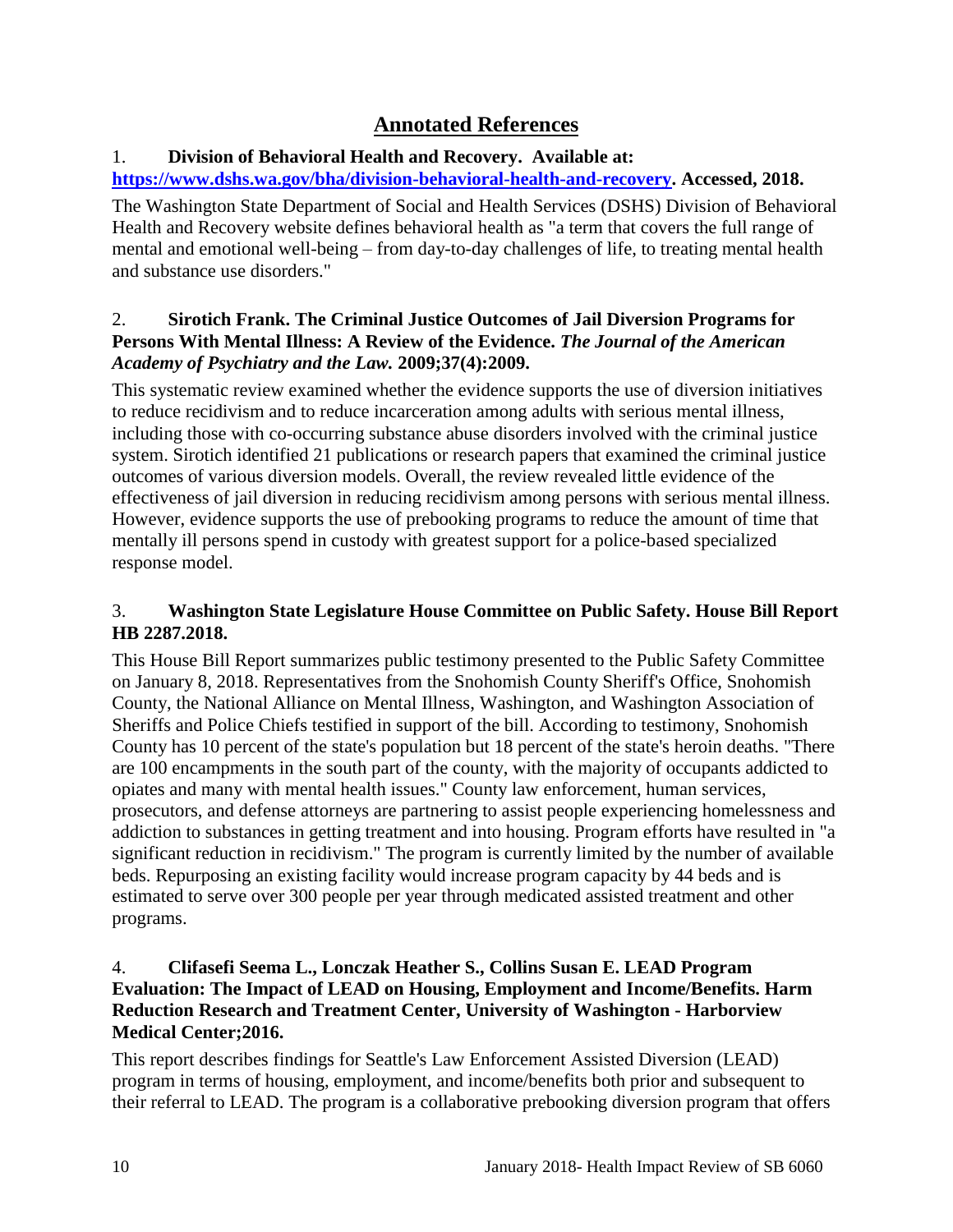## Annotated References

1. **Division of Behavioral Health and Recovery. Available at: [https://www.dshs.wa.gov/bha/division-behavioral-health-and-recovery](https://www.dshs.wa.gov/bha/division-behavioral-health-and-recovery). Accessed, 2018.**

The Washington State Department of Social and Health Services (DSHS) Division of Behavioral Health and Recovery website defines behavioral health as "a term that covers the full range of mental and emotional well-being – from day-to-day challenges of life, to treating mental health and substance use disorders."

2. **Sirotich Frank. The Criminal Justice Outcomes of Jail Diversion Programs for Persons With Mental Illness: A Review of the Evidence. *The Journal of the American Academy of Psychiatry and the Law.* 2009;37(4):2009.**

This systematic review examined whether the evidence supports the use of diversion initiatives to reduce recidivism and to reduce incarceration among adults with serious mental illness, including those with co-occurring substance abuse disorders involved with the criminal justice system. Sirotich identified 21 publications or research papers that examined the criminal justice outcomes of various diversion models. Overall, the review revealed little evidence of the effectiveness of jail diversion in reducing recidivism among persons with serious mental illness. However, evidence supports the use of prebooking programs to reduce the amount of time that mentally ill persons spend in custody with greatest support for a police-based specialized response model.

3. **Washington State Legislature House Committee on Public Safety. House Bill Report HB 2287.2018.**

This House Bill Report summarizes public testimony presented to the Public Safety Committee on January 8, 2018. Representatives from the Snohomish County Sheriff's Office, Snohomish County, the National Alliance on Mental Illness, Washington, and Washington Association of Sheriffs and Police Chiefs testified in support of the bill. According to testimony, Snohomish County has 10 percent of the state's population but 18 percent of the state's heroin deaths. "There are 100 encampments in the south part of the county, with the majority of occupants addicted to opiates and many with mental health issues." County law enforcement, human services, prosecutors, and defense attorneys are partnering to assist people experiencing homelessness and addiction to substances in getting treatment and into housing. Program efforts have resulted in "a significant reduction in recidivism." The program is currently limited by the number of available beds. Repurposing an existing facility would increase program capacity by 44 beds and is estimated to serve over 300 people per year through medicated assisted treatment and other programs.

4. **Clifasefi Seema L., Lonczak Heather S., Collins Susan E. LEAD Program Evaluation: The Impact of LEAD on Housing, Employment and Income/Benefits. Harm Reduction Research and Treatment Center, University of Washington - Harborview Medical Center;2016.**

This report describes findings for Seattle's Law Enforcement Assisted Diversion (LEAD) program in terms of housing, employment, and income/benefits both prior and subsequent to their referral to LEAD. The program is a collaborative prebooking diversion program that offers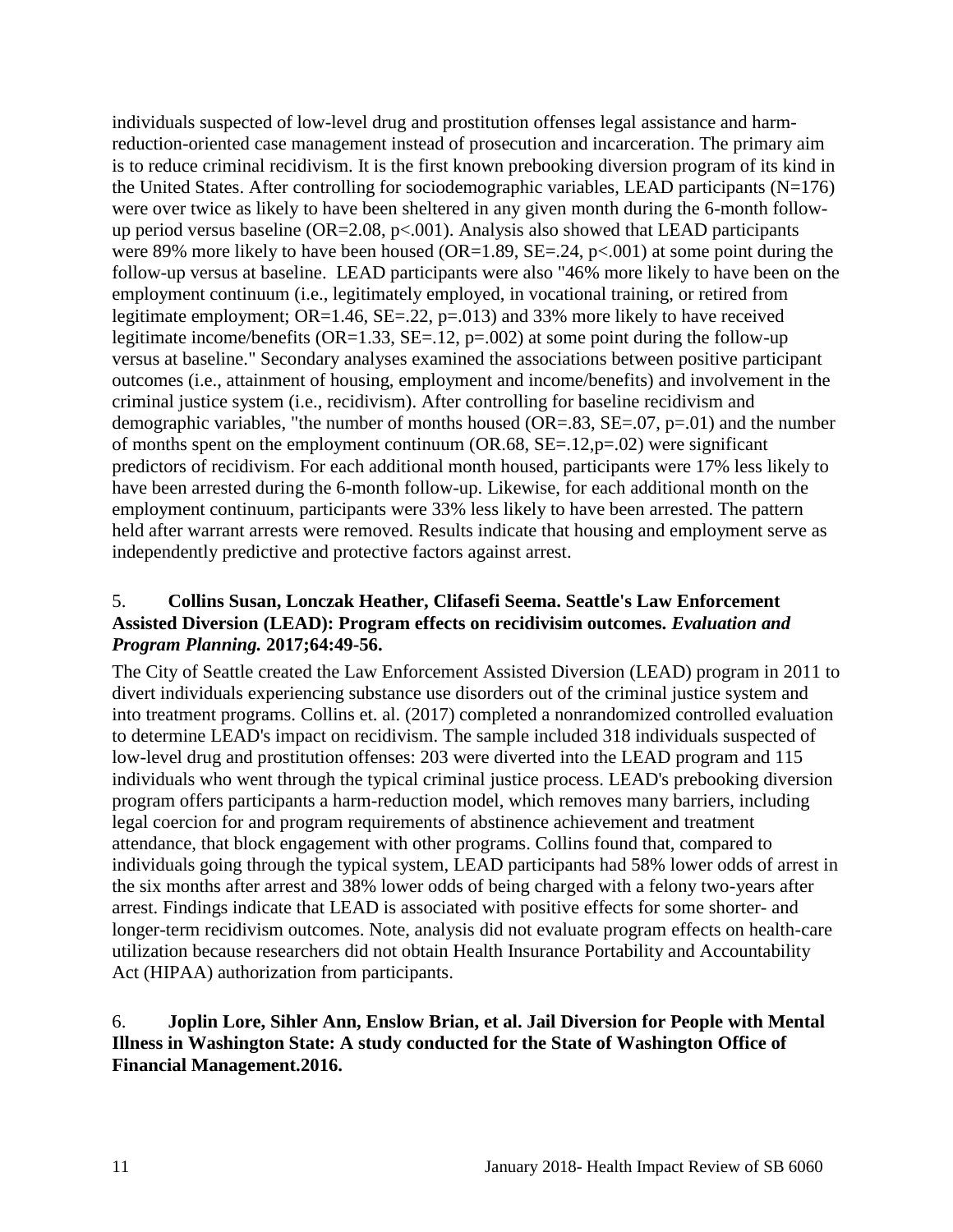individuals suspected of low-level drug and prostitution offenses legal assistance and harm-reduction-oriented case management instead of prosecution and incarceration. The primary aim is to reduce criminal recidivism. It is the first known prebooking diversion program of its kind in the United States. After controlling for sociodemographic variables, LEAD participants (N=176) were over twice as likely to have been sheltered in any given month during the 6-month follow-up period versus baseline (OR=2.08, p<.001). Analysis also showed that LEAD participants were 89% more likely to have been housed (OR=1.89, SE=.24, p<.001) at some point during the follow-up versus at baseline. LEAD participants were also "46% more likely to have been on the employment continuum (i.e., legitimately employed, in vocational training, or retired from legitimate employment; OR=1.46, SE=.22, p=.013) and 33% more likely to have received legitimate income/benefits (OR=1.33, SE=.12, p=.002) at some point during the follow-up versus at baseline." Secondary analyses examined the associations between positive participant outcomes (i.e., attainment of housing, employment and income/benefits) and involvement in the criminal justice system (i.e., recidivism). After controlling for baseline recidivism and demographic variables, "the number of months housed (OR=.83, SE=.07, p=.01) and the number of months spent on the employment continuum (OR.68, SE=.12,p=.02) were significant predictors of recidivism. For each additional month housed, participants were 17% less likely to have been arrested during the 6-month follow-up. Likewise, for each additional month on the employment continuum, participants were 33% less likely to have been arrested. The pattern held after warrant arrests were removed. Results indicate that housing and employment serve as independently predictive and protective factors against arrest.

5. **Collins Susan, Lonczak Heather, Clifasefi Seema. Seattle's Law Enforcement Assisted Diversion (LEAD): Program effects on recidivisim outcomes. *Evaluation and Program Planning.* 2017;64:49-56.**

The City of Seattle created the Law Enforcement Assisted Diversion (LEAD) program in 2011 to divert individuals experiencing substance use disorders out of the criminal justice system and into treatment programs. Collins et. al. (2017) completed a nonrandomized controlled evaluation to determine LEAD's impact on recidivism. The sample included 318 individuals suspected of low-level drug and prostitution offenses: 203 were diverted into the LEAD program and 115 individuals who went through the typical criminal justice process. LEAD's prebooking diversion program offers participants a harm-reduction model, which removes many barriers, including legal coercion for and program requirements of abstinence achievement and treatment attendance, that block engagement with other programs. Collins found that, compared to individuals going through the typical system, LEAD participants had 58% lower odds of arrest in the six months after arrest and 38% lower odds of being charged with a felony two-years after arrest. Findings indicate that LEAD is associated with positive effects for some shorter- and longer-term recidivism outcomes. Note, analysis did not evaluate program effects on health-care utilization because researchers did not obtain Health Insurance Portability and Accountability Act (HIPAA) authorization from participants.

6. **Joplin Lore, Sihler Ann, Enslow Brian, et al. Jail Diversion for People with Mental Illness in Washington State: A study conducted for the State of Washington Office of Financial Management.2016.**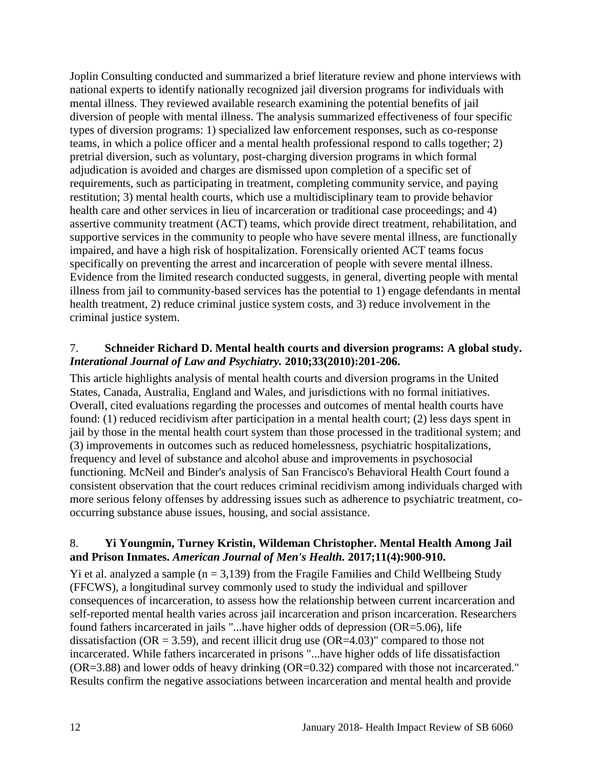Joplin Consulting conducted and summarized a brief literature review and phone interviews with national experts to identify nationally recognized jail diversion programs for individuals with mental illness. They reviewed available research examining the potential benefits of jail diversion of people with mental illness. The analysis summarized effectiveness of four specific types of diversion programs: 1) specialized law enforcement responses, such as co-response teams, in which a police officer and a mental health professional respond to calls together; 2) pretrial diversion, such as voluntary, post-charging diversion programs in which formal adjudication is avoided and charges are dismissed upon completion of a specific set of requirements, such as participating in treatment, completing community service, and paying restitution; 3) mental health courts, which use a multidisciplinary team to provide behavior health care and other services in lieu of incarceration or traditional case proceedings; and 4) assertive community treatment (ACT) teams, which provide direct treatment, rehabilitation, and supportive services in the community to people who have severe mental illness, are functionally impaired, and have a high risk of hospitalization. Forensically oriented ACT teams focus specifically on preventing the arrest and incarceration of people with severe mental illness. Evidence from the limited research conducted suggests, in general, diverting people with mental illness from jail to community-based services has the potential to 1) engage defendants in mental health treatment, 2) reduce criminal justice system costs, and 3) reduce involvement in the criminal justice system.

7. **Schneider Richard D. Mental health courts and diversion programs: A global study. *Interational Journal of Law and Psychiatry.* 2010;33(2010):201-206.**

This article highlights analysis of mental health courts and diversion programs in the United States, Canada, Australia, England and Wales, and jurisdictions with no formal initiatives. Overall, cited evaluations regarding the processes and outcomes of mental health courts have found: (1) reduced recidivism after participation in a mental health court; (2) less days spent in jail by those in the mental health court system than those processed in the traditional system; and (3) improvements in outcomes such as reduced homelessness, psychiatric hospitalizations, frequency and level of substance and alcohol abuse and improvements in psychosocial functioning. McNeil and Binder's analysis of San Francisco's Behavioral Health Court found a consistent observation that the court reduces criminal recidivism among individuals charged with more serious felony offenses by addressing issues such as adherence to psychiatric treatment, co-occurring substance abuse issues, housing, and social assistance.

8. **Yi Youngmin, Turney Kristin, Wildeman Christopher. Mental Health Among Jail and Prison Inmates. *American Journal of Men's Health.* 2017;11(4):900-910.**

Yi et al. analyzed a sample (n = 3,139) from the Fragile Families and Child Wellbeing Study (FFCWS), a longitudinal survey commonly used to study the individual and spillover consequences of incarceration, to assess how the relationship between current incarceration and self-reported mental health varies across jail incarceration and prison incarceration. Researchers found fathers incarcerated in jails "...have higher odds of depression (OR=5.06), life dissatisfaction (OR = 3.59), and recent illicit drug use (OR=4.03)" compared to those not incarcerated. While fathers incarcerated in prisons "...have higher odds of life dissatisfaction (OR=3.88) and lower odds of heavy drinking (OR=0.32) compared with those not incarcerated." Results confirm the negative associations between incarceration and mental health and provide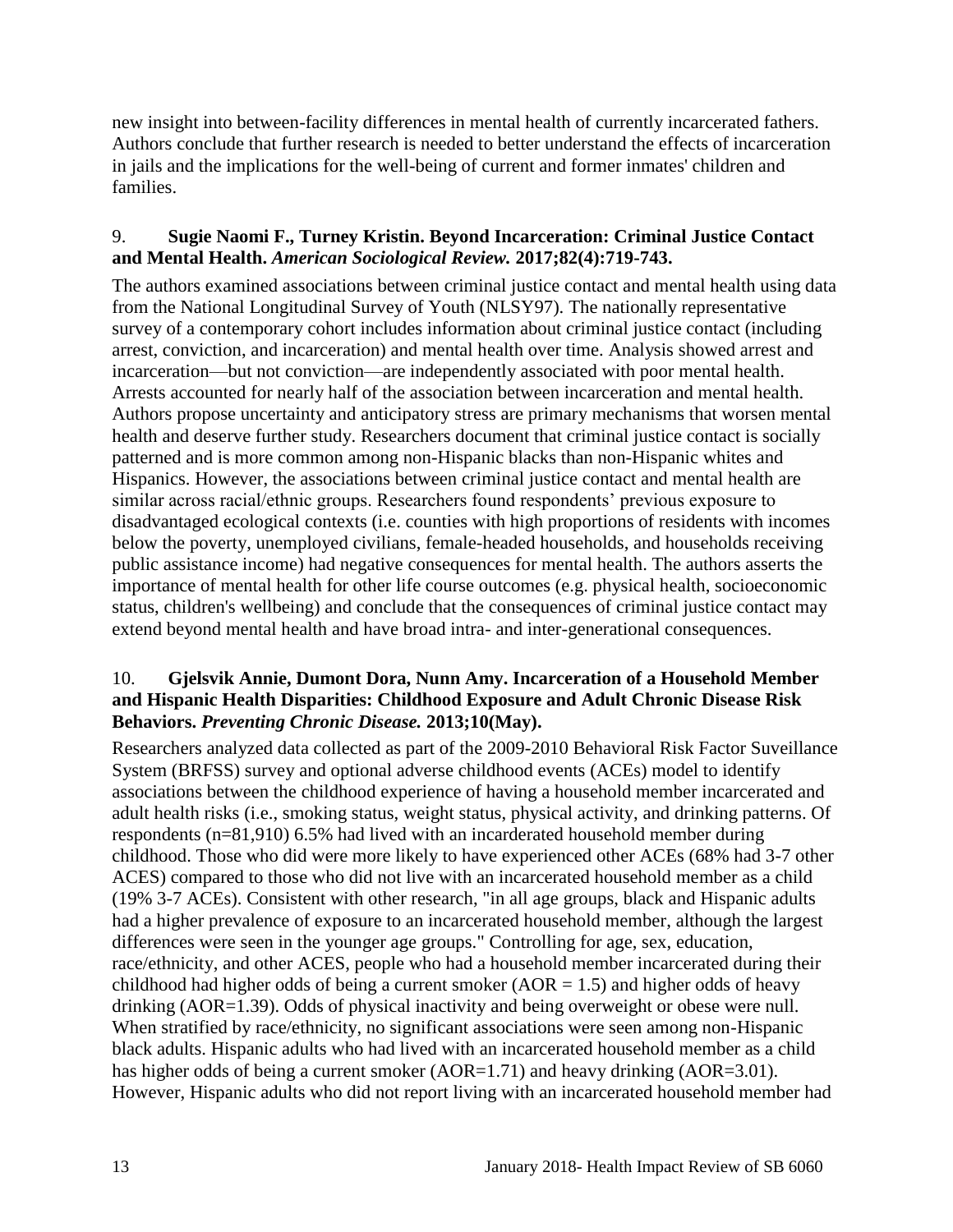new insight into between-facility differences in mental health of currently incarcerated fathers. Authors conclude that further research is needed to better understand the effects of incarceration in jails and the implications for the well-being of current and former inmates' children and families.

9. **Sugie Naomi F., Turney Kristin. Beyond Incarceration: Criminal Justice Contact and Mental Health.** ***American Sociological Review.*** **2017;82(4):719-743.**

The authors examined associations between criminal justice contact and mental health using data from the National Longitudinal Survey of Youth (NLSY97). The nationally representative survey of a contemporary cohort includes information about criminal justice contact (including arrest, conviction, and incarceration) and mental health over time. Analysis showed arrest and incarceration—but not conviction—are independently associated with poor mental health. Arrests accounted for nearly half of the association between incarceration and mental health. Authors propose uncertainty and anticipatory stress are primary mechanisms that worsen mental health and deserve further study. Researchers document that criminal justice contact is socially patterned and is more common among non-Hispanic blacks than non-Hispanic whites and Hispanics. However, the associations between criminal justice contact and mental health are similar across racial/ethnic groups. Researchers found respondents' previous exposure to disadvantaged ecological contexts (i.e. counties with high proportions of residents with incomes below the poverty, unemployed civilians, female-headed households, and households receiving public assistance income) had negative consequences for mental health. The authors asserts the importance of mental health for other life course outcomes (e.g. physical health, socioeconomic status, children's wellbeing) and conclude that the consequences of criminal justice contact may extend beyond mental health and have broad intra- and inter-generational consequences.

10. **Gjelsvik Annie, Dumont Dora, Nunn Amy. Incarceration of a Household Member and Hispanic Health Disparities: Childhood Exposure and Adult Chronic Disease Risk Behaviors.** ***Preventing Chronic Disease.*** **2013;10(May).**

Researchers analyzed data collected as part of the 2009-2010 Behavioral Risk Factor Suveillance System (BRFSS) survey and optional adverse childhood events (ACEs) model to identify associations between the childhood experience of having a household member incarcerated and adult health risks (i.e., smoking status, weight status, physical activity, and drinking patterns. Of respondents (n=81,910) 6.5% had lived with an incarderated household member during childhood. Those who did were more likely to have experienced other ACEs (68% had 3-7 other ACES) compared to those who did not live with an incarcerated household member as a child (19% 3-7 ACEs). Consistent with other research, "in all age groups, black and Hispanic adults had a higher prevalence of exposure to an incarcerated household member, although the largest differences were seen in the younger age groups." Controlling for age, sex, education, race/ethnicity, and other ACES, people who had a household member incarcerated during their childhood had higher odds of being a current smoker (AOR = 1.5) and higher odds of heavy drinking (AOR=1.39). Odds of physical inactivity and being overweight or obese were null. When stratified by race/ethnicity, no significant associations were seen among non-Hispanic black adults. Hispanic adults who had lived with an incarcerated household member as a child has higher odds of being a current smoker (AOR=1.71) and heavy drinking (AOR=3.01). However, Hispanic adults who did not report living with an incarcerated household member had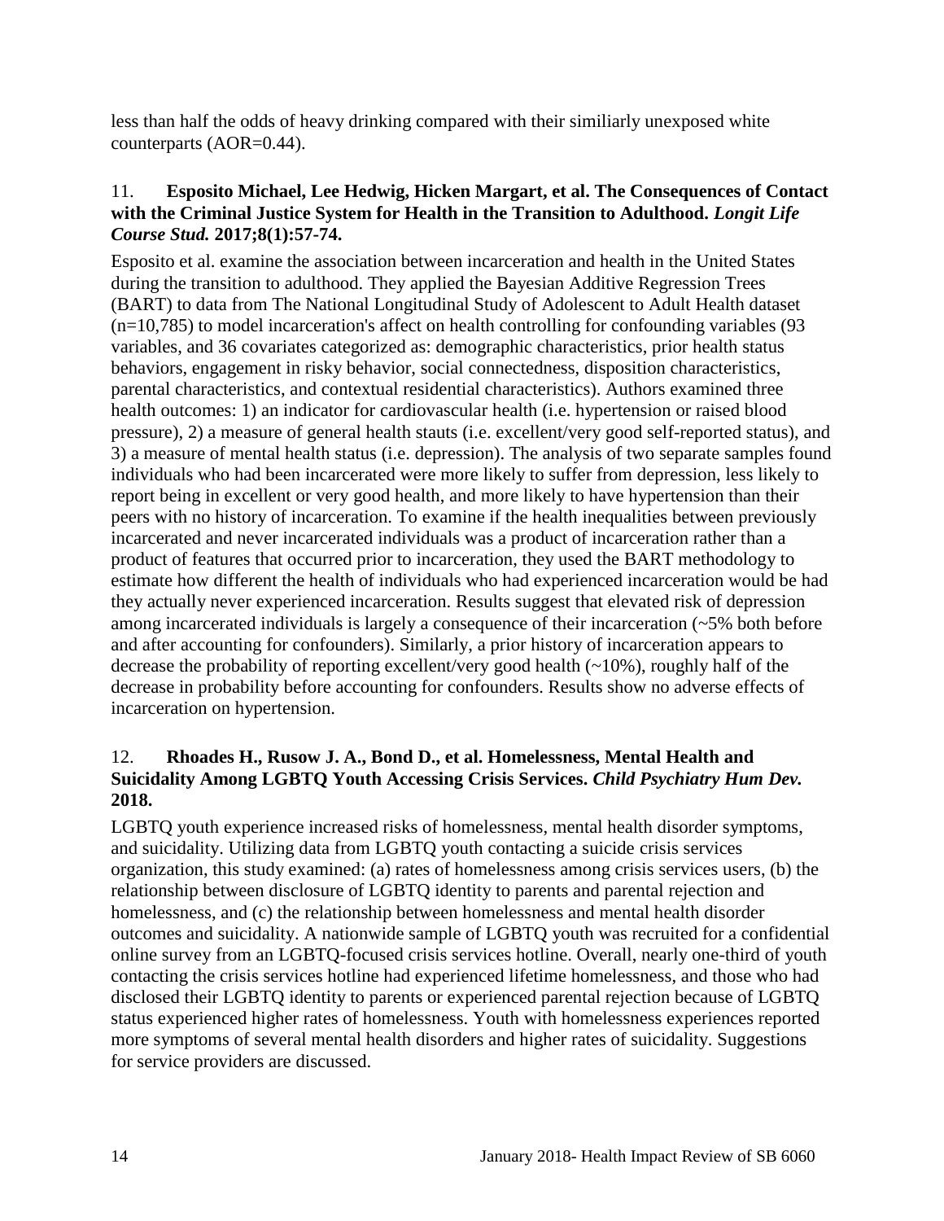less than half the odds of heavy drinking compared with their similiarly unexposed white counterparts (AOR=0.44).

11. **Esposito Michael, Lee Hedwig, Hicken Margart, et al. The Consequences of Contact with the Criminal Justice System for Health in the Transition to Adulthood.** ***Longit Life Course Stud.*** **2017;8(1):57-74.**

Esposito et al. examine the association between incarceration and health in the United States during the transition to adulthood. They applied the Bayesian Additive Regression Trees (BART) to data from The National Longitudinal Study of Adolescent to Adult Health dataset (n=10,785) to model incarceration's affect on health controlling for confounding variables (93 variables, and 36 covariates categorized as: demographic characteristics, prior health status behaviors, engagement in risky behavior, social connectedness, disposition characteristics, parental characteristics, and contextual residential characteristics). Authors examined three health outcomes: 1) an indicator for cardiovascular health (i.e. hypertension or raised blood pressure), 2) a measure of general health stauts (i.e. excellent/very good self-reported status), and 3) a measure of mental health status (i.e. depression). The analysis of two separate samples found individuals who had been incarcerated were more likely to suffer from depression, less likely to report being in excellent or very good health, and more likely to have hypertension than their peers with no history of incarceration. To examine if the health inequalities between previously incarcerated and never incarcerated individuals was a product of incarceration rather than a product of features that occurred prior to incarceration, they used the BART methodology to estimate how different the health of individuals who had experienced incarceration would be had they actually never experienced incarceration. Results suggest that elevated risk of depression among incarcerated individuals is largely a consequence of their incarceration (~5% both before and after accounting for confounders). Similarly, a prior history of incarceration appears to decrease the probability of reporting excellent/very good health (~10%), roughly half of the decrease in probability before accounting for confounders. Results show no adverse effects of incarceration on hypertension.

12. **Rhoades H., Rusow J. A., Bond D., et al. Homelessness, Mental Health and Suicidality Among LGBTQ Youth Accessing Crisis Services.** ***Child Psychiatry Hum Dev.*** **2018.**

LGBTQ youth experience increased risks of homelessness, mental health disorder symptoms, and suicidality. Utilizing data from LGBTQ youth contacting a suicide crisis services organization, this study examined: (a) rates of homelessness among crisis services users, (b) the relationship between disclosure of LGBTQ identity to parents and parental rejection and homelessness, and (c) the relationship between homelessness and mental health disorder outcomes and suicidality. A nationwide sample of LGBTQ youth was recruited for a confidential online survey from an LGBTQ-focused crisis services hotline. Overall, nearly one-third of youth contacting the crisis services hotline had experienced lifetime homelessness, and those who had disclosed their LGBTQ identity to parents or experienced parental rejection because of LGBTQ status experienced higher rates of homelessness. Youth with homelessness experiences reported more symptoms of several mental health disorders and higher rates of suicidality. Suggestions for service providers are discussed.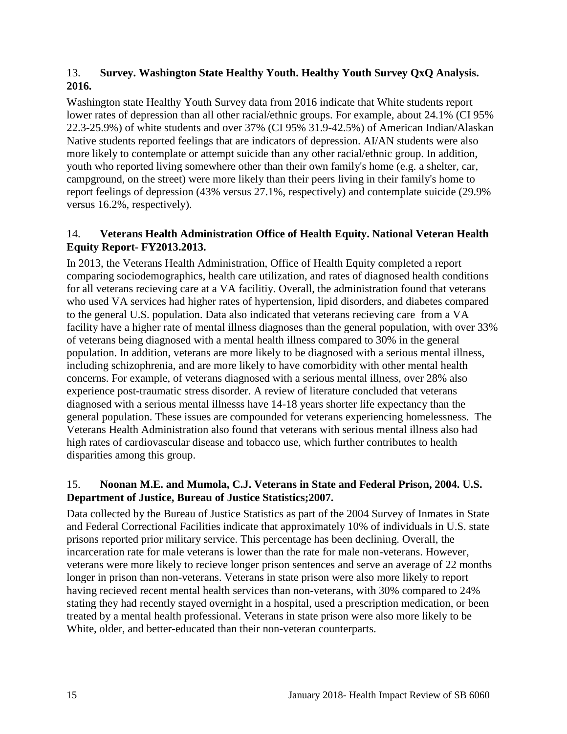13. **Survey. Washington State Healthy Youth. Healthy Youth Survey QxQ Analysis. 2016.**

Washington state Healthy Youth Survey data from 2016 indicate that White students report lower rates of depression than all other racial/ethnic groups. For example, about 24.1% (CI 95% 22.3-25.9%) of white students and over 37% (CI 95% 31.9-42.5%) of American Indian/Alaskan Native students reported feelings that are indicators of depression. AI/AN students were also more likely to contemplate or attempt suicide than any other racial/ethnic group. In addition, youth who reported living somewhere other than their own family's home (e.g. a shelter, car, campground, on the street) were more likely than their peers living in their family's home to report feelings of depression (43% versus 27.1%, respectively) and contemplate suicide (29.9% versus 16.2%, respectively).

14. **Veterans Health Administration Office of Health Equity. National Veteran Health Equity Report- FY2013.2013.**

In 2013, the Veterans Health Administration, Office of Health Equity completed a report comparing sociodemographics, health care utilization, and rates of diagnosed health conditions for all veterans recieving care at a VA facilitiy. Overall, the administration found that veterans who used VA services had higher rates of hypertension, lipid disorders, and diabetes compared to the general U.S. population. Data also indicated that veterans recieving care from a VA facility have a higher rate of mental illness diagnoses than the general population, with over 33% of veterans being diagnosed with a mental health illness compared to 30% in the general population. In addition, veterans are more likely to be diagnosed with a serious mental illness, including schizophrenia, and are more likely to have comorbidity with other mental health concerns. For example, of veterans diagnosed with a serious mental illness, over 28% also experience post-traumatic stress disorder. A review of literature concluded that veterans diagnosed with a serious mental illnesss have 14-18 years shorter life expectancy than the general population. These issues are compounded for veterans experiencing homelessness. The Veterans Health Administration also found that veterans with serious mental illness also had high rates of cardiovascular disease and tobacco use, which further contributes to health disparities among this group.

15. **Noonan M.E. and Mumola, C.J. Veterans in State and Federal Prison, 2004. U.S. Department of Justice, Bureau of Justice Statistics;2007.**

Data collected by the Bureau of Justice Statistics as part of the 2004 Survey of Inmates in State and Federal Correctional Facilities indicate that approximately 10% of individuals in U.S. state prisons reported prior military service. This percentage has been declining. Overall, the incarceration rate for male veterans is lower than the rate for male non-veterans. However, veterans were more likely to recieve longer prison sentences and serve an average of 22 months longer in prison than non-veterans. Veterans in state prison were also more likely to report having recieved recent mental health services than non-veterans, with 30% compared to 24% stating they had recently stayed overnight in a hospital, used a prescription medication, or been treated by a mental health professional. Veterans in state prison were also more likely to be White, older, and better-educated than their non-veteran counterparts.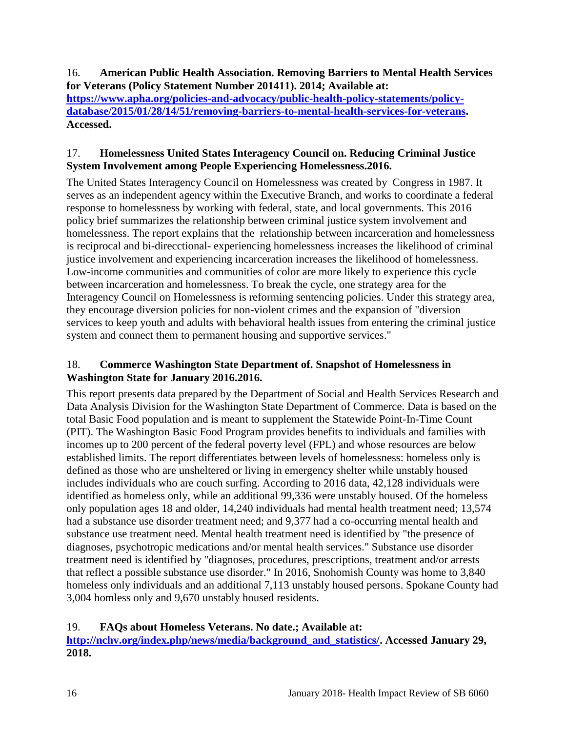16. **American Public Health Association. Removing Barriers to Mental Health Services for Veterans (Policy Statement Number 201411). 2014; Available at: [https://www.apha.org/policies-and-advocacy/public-health-policy-statements/policy-database/2015/01/28/14/51/removing-barriers-to-mental-health-services-for-veterans](https://www.apha.org/policies-and-advocacy/public-health-policy-statements/policy-database/2015/01/28/14/51/removing-barriers-to-mental-health-services-for-veterans). Accessed.**

17. **Homelessness United States Interagency Council on. Reducing Criminal Justice System Involvement among People Experiencing Homelessness.2016.**

The United States Interagency Council on Homelessness was created by Congress in 1987. It serves as an independent agency within the Executive Branch, and works to coordinate a federal response to homelessness by working with federal, state, and local governments. This 2016 policy brief summarizes the relationship between criminal justice system involvement and homelessness. The report explains that the relationship between incarceration and homelessness is reciprocal and bi-direcctional- experiencing homelessness increases the likelihood of criminal justice involvement and experiencing incarceration increases the likelihood of homelessness. Low-income communities and communities of color are more likely to experience this cycle between incarceration and homelessness. To break the cycle, one strategy area for the Interagency Council on Homelessness is reforming sentencing policies. Under this strategy area, they encourage diversion policies for non-violent crimes and the expansion of "diversion services to keep youth and adults with behavioral health issues from entering the criminal justice system and connect them to permanent housing and supportive services."

18. **Commerce Washington State Department of. Snapshot of Homelessness in Washington State for January 2016.2016.**

This report presents data prepared by the Department of Social and Health Services Research and Data Analysis Division for the Washington State Department of Commerce. Data is based on the total Basic Food population and is meant to supplement the Statewide Point-In-Time Count (PIT). The Washington Basic Food Program provides benefits to individuals and families with incomes up to 200 percent of the federal poverty level (FPL) and whose resources are below established limits. The report differentiates between levels of homelessness: homeless only is defined as those who are unsheltered or living in emergency shelter while unstably housed includes individuals who are couch surfing. According to 2016 data, 42,128 individuals were identified as homeless only, while an additional 99,336 were unstably housed. Of the homeless only population ages 18 and older, 14,240 individuals had mental health treatment need; 13,574 had a substance use disorder treatment need; and 9,377 had a co-occurring mental health and substance use treatment need. Mental health treatment need is identified by "the presence of diagnoses, psychotropic medications and/or mental health services." Substance use disorder treatment need is identified by "diagnoses, procedures, prescriptions, treatment and/or arrests that reflect a possible substance use disorder." In 2016, Snohomish County was home to 3,840 homeless only individuals and an additional 7,113 unstably housed persons. Spokane County had 3,004 homless only and 9,670 unstably housed residents.

19. **FAQs about Homeless Veterans. No date.; Available at: [http://nchv.org/index.php/news/media/background_and_statistics/](http://nchv.org/index.php/news/media/background_and_statistics/). Accessed January 29, 2018.**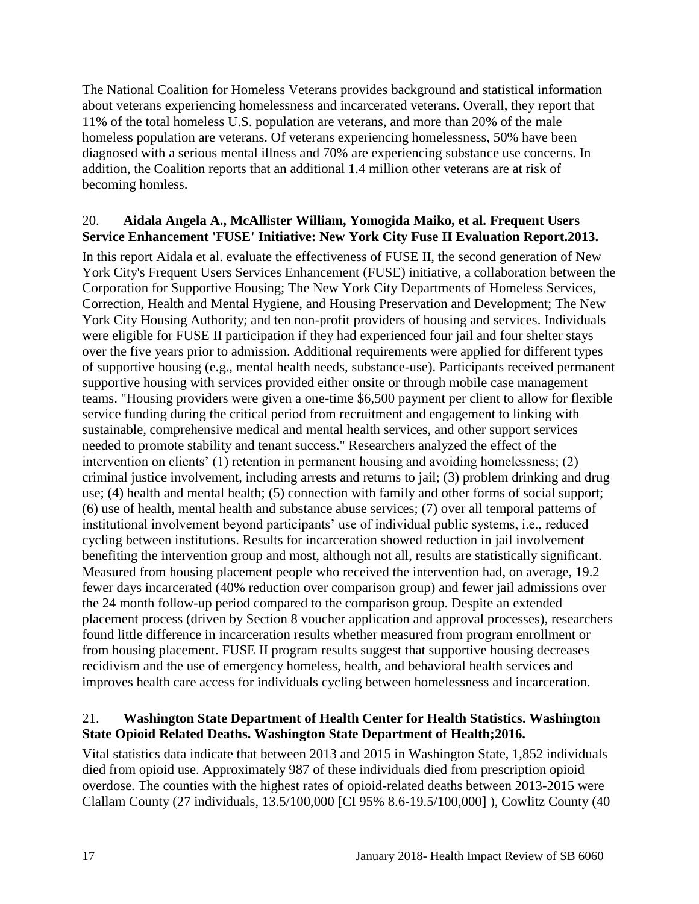The National Coalition for Homeless Veterans provides background and statistical information about veterans experiencing homelessness and incarcerated veterans. Overall, they report that 11% of the total homeless U.S. population are veterans, and more than 20% of the male homeless population are veterans. Of veterans experiencing homelessness, 50% have been diagnosed with a serious mental illness and 70% are experiencing substance use concerns. In addition, the Coalition reports that an additional 1.4 million other veterans are at risk of becoming homless.

20. **Aidala Angela A., McAllister William, Yomogida Maiko, et al. Frequent Users Service Enhancement 'FUSE' Initiative: New York City Fuse II Evaluation Report.2013.**

In this report Aidala et al. evaluate the effectiveness of FUSE II, the second generation of New York City's Frequent Users Services Enhancement (FUSE) initiative, a collaboration between the Corporation for Supportive Housing; The New York City Departments of Homeless Services, Correction, Health and Mental Hygiene, and Housing Preservation and Development; The New York City Housing Authority; and ten non-profit providers of housing and services. Individuals were eligible for FUSE II participation if they had experienced four jail and four shelter stays over the five years prior to admission. Additional requirements were applied for different types of supportive housing (e.g., mental health needs, substance-use). Participants received permanent supportive housing with services provided either onsite or through mobile case management teams. "Housing providers were given a one-time $6,500 payment per client to allow for flexible service funding during the critical period from recruitment and engagement to linking with sustainable, comprehensive medical and mental health services, and other support services needed to promote stability and tenant success." Researchers analyzed the effect of the intervention on clients' (1) retention in permanent housing and avoiding homelessness; (2) criminal justice involvement, including arrests and returns to jail; (3) problem drinking and drug use; (4) health and mental health; (5) connection with family and other forms of social support; (6) use of health, mental health and substance abuse services; (7) over all temporal patterns of institutional involvement beyond participants' use of individual public systems, i.e., reduced cycling between institutions. Results for incarceration showed reduction in jail involvement benefiting the intervention group and most, although not all, results are statistically significant. Measured from housing placement people who received the intervention had, on average, 19.2 fewer days incarcerated (40% reduction over comparison group) and fewer jail admissions over the 24 month follow-up period compared to the comparison group. Despite an extended placement process (driven by Section 8 voucher application and approval processes), researchers found little difference in incarceration results whether measured from program enrollment or from housing placement. FUSE II program results suggest that supportive housing decreases recidivism and the use of emergency homeless, health, and behavioral health services and improves health care access for individuals cycling between homelessness and incarceration.

21. **Washington State Department of Health Center for Health Statistics. Washington State Opioid Related Deaths. Washington State Department of Health;2016.**

Vital statistics data indicate that between 2013 and 2015 in Washington State, 1,852 individuals died from opioid use. Approximately 987 of these individuals died from prescription opioid overdose. The counties with the highest rates of opioid-related deaths between 2013-2015 were Clallam County (27 individuals, 13.5/100,000 [CI 95% 8.6-19.5/100,000] ), Cowlitz County (40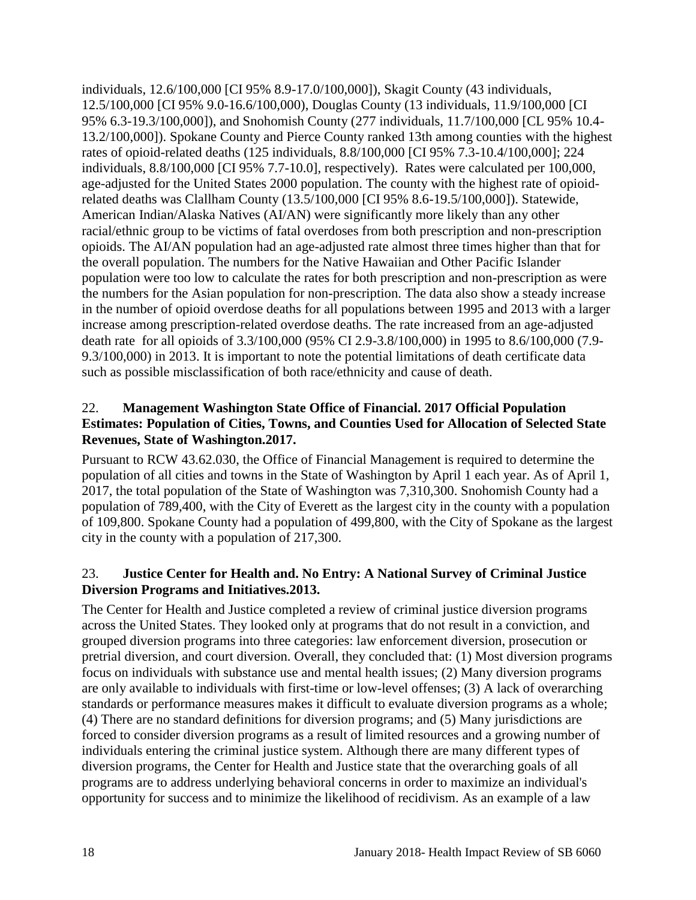individuals, 12.6/100,000 [CI 95% 8.9-17.0/100,000]), Skagit County (43 individuals, 12.5/100,000 [CI 95% 9.0-16.6/100,000), Douglas County (13 individuals, 11.9/100,000 [CI 95% 6.3-19.3/100,000]), and Snohomish County (277 individuals, 11.7/100,000 [CL 95% 10.4-13.2/100,000]). Spokane County and Pierce County ranked 13th among counties with the highest rates of opioid-related deaths (125 individuals, 8.8/100,000 [CI 95% 7.3-10.4/100,000]; 224 individuals, 8.8/100,000 [CI 95% 7.7-10.0], respectively). Rates were calculated per 100,000, age-adjusted for the United States 2000 population. The county with the highest rate of opioid-related deaths was Clallham County (13.5/100,000 [CI 95% 8.6-19.5/100,000]). Statewide, American Indian/Alaska Natives (AI/AN) were significantly more likely than any other racial/ethnic group to be victims of fatal overdoses from both prescription and non-prescription opioids. The AI/AN population had an age-adjusted rate almost three times higher than that for the overall population. The numbers for the Native Hawaiian and Other Pacific Islander population were too low to calculate the rates for both prescription and non-prescription as were the numbers for the Asian population for non-prescription. The data also show a steady increase in the number of opioid overdose deaths for all populations between 1995 and 2013 with a larger increase among prescription-related overdose deaths. The rate increased from an age-adjusted death rate for all opioids of 3.3/100,000 (95% CI 2.9-3.8/100,000) in 1995 to 8.6/100,000 (7.9-9.3/100,000) in 2013. It is important to note the potential limitations of death certificate data such as possible misclassification of both race/ethnicity and cause of death.

22. **Management Washington State Office of Financial. 2017 Official Population Estimates: Population of Cities, Towns, and Counties Used for Allocation of Selected State Revenues, State of Washington.2017.**

Pursuant to RCW 43.62.030, the Office of Financial Management is required to determine the population of all cities and towns in the State of Washington by April 1 each year. As of April 1, 2017, the total population of the State of Washington was 7,310,300. Snohomish County had a population of 789,400, with the City of Everett as the largest city in the county with a population of 109,800. Spokane County had a population of 499,800, with the City of Spokane as the largest city in the county with a population of 217,300.

23. **Justice Center for Health and. No Entry: A National Survey of Criminal Justice Diversion Programs and Initiatives.2013.**

The Center for Health and Justice completed a review of criminal justice diversion programs across the United States. They looked only at programs that do not result in a conviction, and grouped diversion programs into three categories: law enforcement diversion, prosecution or pretrial diversion, and court diversion. Overall, they concluded that: (1) Most diversion programs focus on individuals with substance use and mental health issues; (2) Many diversion programs are only available to individuals with first-time or low-level offenses; (3) A lack of overarching standards or performance measures makes it difficult to evaluate diversion programs as a whole; (4) There are no standard definitions for diversion programs; and (5) Many jurisdictions are forced to consider diversion programs as a result of limited resources and a growing number of individuals entering the criminal justice system. Although there are many different types of diversion programs, the Center for Health and Justice state that the overarching goals of all programs are to address underlying behavioral concerns in order to maximize an individual's opportunity for success and to minimize the likelihood of recidivism. As an example of a law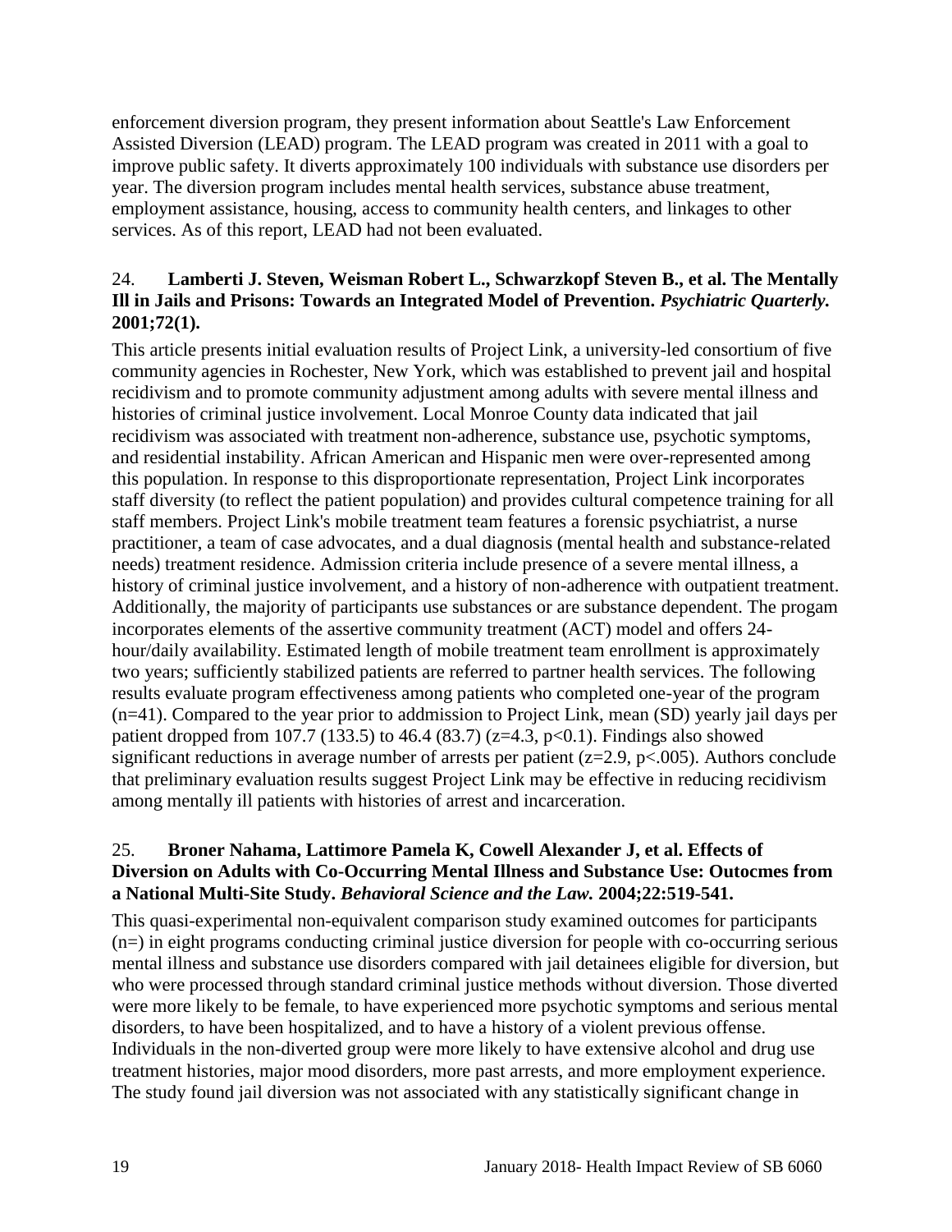enforcement diversion program, they present information about Seattle's Law Enforcement Assisted Diversion (LEAD) program. The LEAD program was created in 2011 with a goal to improve public safety. It diverts approximately 100 individuals with substance use disorders per year. The diversion program includes mental health services, substance abuse treatment, employment assistance, housing, access to community health centers, and linkages to other services. As of this report, LEAD had not been evaluated.

### 24. **Lamberti J. Steven, Weisman Robert L., Schwarzkopf Steven B., et al. The Mentally Ill in Jails and Prisons: Towards an Integrated Model of Prevention. *Psychiatric Quarterly.* 2001;72(1).**

This article presents initial evaluation results of Project Link, a university-led consortium of five community agencies in Rochester, New York, which was established to prevent jail and hospital recidivism and to promote community adjustment among adults with severe mental illness and histories of criminal justice involvement. Local Monroe County data indicated that jail recidivism was associated with treatment non-adherence, substance use, psychotic symptoms, and residential instability. African American and Hispanic men were over-represented among this population. In response to this disproportionate representation, Project Link incorporates staff diversity (to reflect the patient population) and provides cultural competence training for all staff members. Project Link's mobile treatment team features a forensic psychiatrist, a nurse practitioner, a team of case advocates, and a dual diagnosis (mental health and substance-related needs) treatment residence. Admission criteria include presence of a severe mental illness, a history of criminal justice involvement, and a history of non-adherence with outpatient treatment. Additionally, the majority of participants use substances or are substance dependent. The progam incorporates elements of the assertive community treatment (ACT) model and offers 24-hour/daily availability. Estimated length of mobile treatment team enrollment is approximately two years; sufficiently stabilized patients are referred to partner health services. The following results evaluate program effectiveness among patients who completed one-year of the program (n=41). Compared to the year prior to addmission to Project Link, mean (SD) yearly jail days per patient dropped from 107.7 (133.5) to 46.4 (83.7) ($z=4.3$, $p<0.1$). Findings also showed significant reductions in average number of arrests per patient ($z=2.9$, $p<.005$). Authors conclude that preliminary evaluation results suggest Project Link may be effective in reducing recidivism among mentally ill patients with histories of arrest and incarceration.

### 25. **Broner Nahama, Lattimore Pamela K, Cowell Alexander J, et al. Effects of Diversion on Adults with Co-Occurring Mental Illness and Substance Use: Outocmes from a National Multi-Site Study. *Behavioral Science and the Law.* 2004;22:519-541.**

This quasi-experimental non-equivalent comparison study examined outcomes for participants (n=) in eight programs conducting criminal justice diversion for people with co-occurring serious mental illness and substance use disorders compared with jail detainees eligible for diversion, but who were processed through standard criminal justice methods without diversion. Those diverted were more likely to be female, to have experienced more psychotic symptoms and serious mental disorders, to have been hospitalized, and to have a history of a violent previous offense. Individuals in the non-diverted group were more likely to have extensive alcohol and drug use treatment histories, major mood disorders, more past arrests, and more employment experience. The study found jail diversion was not associated with any statistically significant change in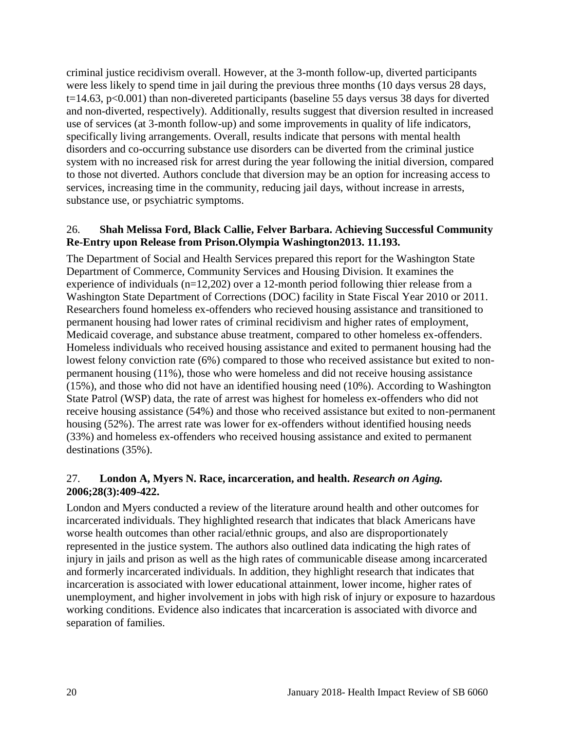criminal justice recidivism overall. However, at the 3-month follow-up, diverted participants were less likely to spend time in jail during the previous three months (10 days versus 28 days, $t=14.63$, $p<0.001$) than non-divereted participants (baseline 55 days versus 38 days for diverted and non-diverted, respectively). Additionally, results suggest that diversion resulted in increased use of services (at 3-month follow-up) and some improvements in quality of life indicators, specifically living arrangements. Overall, results indicate that persons with mental health disorders and co-occurring substance use disorders can be diverted from the criminal justice system with no increased risk for arrest during the year following the initial diversion, compared to those not diverted. Authors conclude that diversion may be an option for increasing access to services, increasing time in the community, reducing jail days, without increase in arrests, substance use, or psychiatric symptoms.

26. **Shah Melissa Ford, Black Callie, Felver Barbara. Achieving Successful Community Re-Entry upon Release from Prison.Olympia Washington2013. 11.193.**

The Department of Social and Health Services prepared this report for the Washington State Department of Commerce, Community Services and Housing Division. It examines the experience of individuals (n=12,202) over a 12-month period following thier release from a Washington State Department of Corrections (DOC) facility in State Fiscal Year 2010 or 2011. Researchers found homeless ex-offenders who recieved housing assistance and transitioned to permanent housing had lower rates of criminal recidivism and higher rates of employment, Medicaid coverage, and substance abuse treatment, compared to other homeless ex-offenders. Homeless individuals who received housing assistance and exited to permanent housing had the lowest felony conviction rate (6%) compared to those who received assistance but exited to non-permanent housing (11%), those who were homeless and did not receive housing assistance (15%), and those who did not have an identified housing need (10%). According to Washington State Patrol (WSP) data, the rate of arrest was highest for homeless ex-offenders who did not receive housing assistance (54%) and those who received assistance but exited to non-permanent housing (52%). The arrest rate was lower for ex-offenders without identified housing needs (33%) and homeless ex-offenders who received housing assistance and exited to permanent destinations (35%).

27. **London A, Myers N. Race, incarceration, and health. *Research on Aging.* 2006;28(3):409-422.**

London and Myers conducted a review of the literature around health and other outcomes for incarcerated individuals. They highlighted research that indicates that black Americans have worse health outcomes than other racial/ethnic groups, and also are disproportionately represented in the justice system. The authors also outlined data indicating the high rates of injury in jails and prison as well as the high rates of communicable disease among incarcerated and formerly incarcerated individuals. In addition, they highlight research that indicates that incarceration is associated with lower educational attainment, lower income, higher rates of unemployment, and higher involvement in jobs with high risk of injury or exposure to hazardous working conditions. Evidence also indicates that incarceration is associated with divorce and separation of families.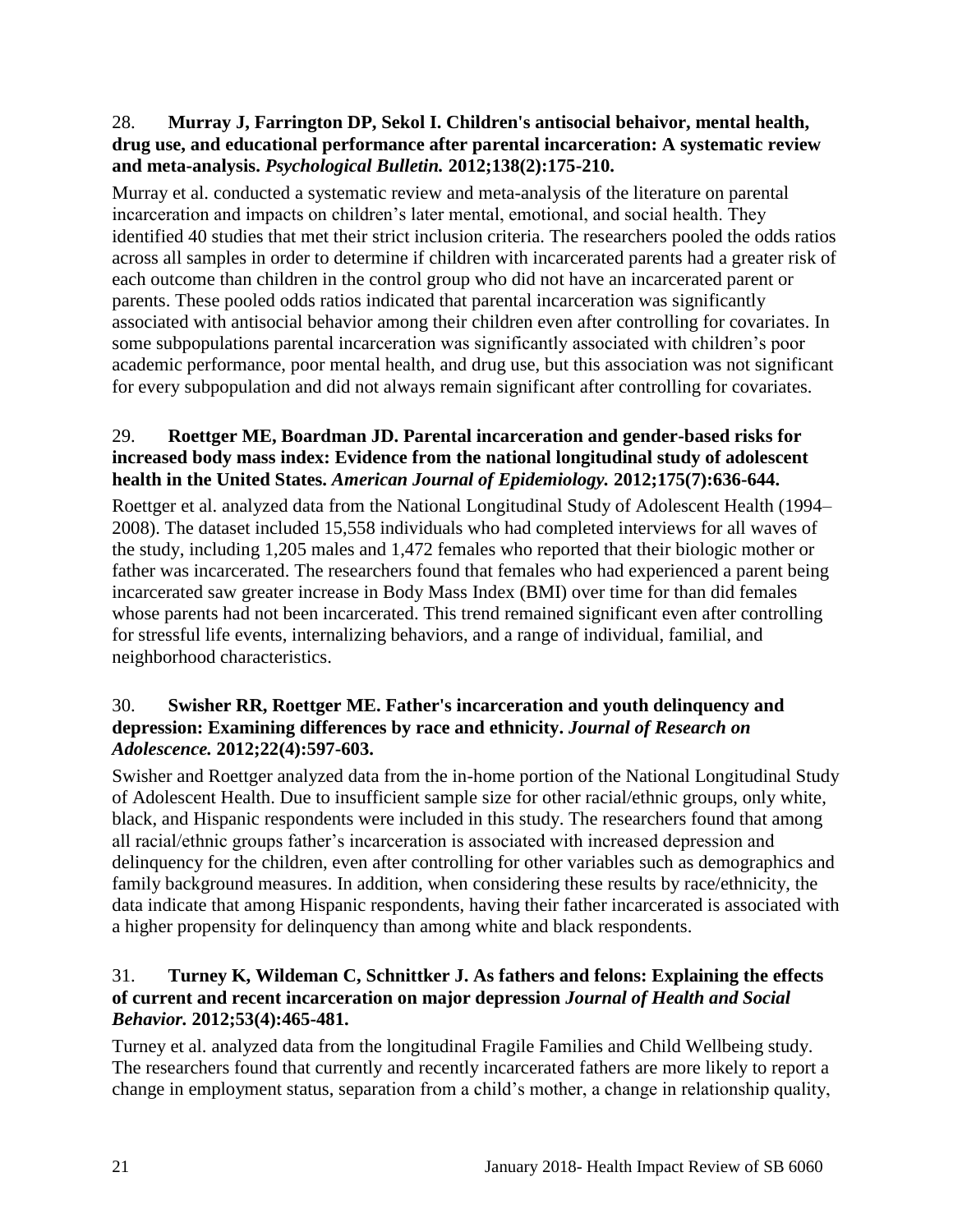28. **Murray J, Farrington DP, Sekol I. Children's antisocial behaivor, mental health, drug use, and educational performance after parental incarceration: A systematic review and meta-analysis.** ***Psychological Bulletin.*** **2012;138(2):175-210.**

Murray et al. conducted a systematic review and meta-analysis of the literature on parental incarceration and impacts on children's later mental, emotional, and social health. They identified 40 studies that met their strict inclusion criteria. The researchers pooled the odds ratios across all samples in order to determine if children with incarcerated parents had a greater risk of each outcome than children in the control group who did not have an incarcerated parent or parents. These pooled odds ratios indicated that parental incarceration was significantly associated with antisocial behavior among their children even after controlling for covariates. In some subpopulations parental incarceration was significantly associated with children's poor academic performance, poor mental health, and drug use, but this association was not significant for every subpopulation and did not always remain significant after controlling for covariates.

29. **Roettger ME, Boardman JD. Parental incarceration and gender-based risks for increased body mass index: Evidence from the national longitudinal study of adolescent health in the United States.** ***American Journal of Epidemiology.*** **2012;175(7):636-644.**

Roettger et al. analyzed data from the National Longitudinal Study of Adolescent Health (1994–2008). The dataset included 15,558 individuals who had completed interviews for all waves of the study, including 1,205 males and 1,472 females who reported that their biologic mother or father was incarcerated. The researchers found that females who had experienced a parent being incarcerated saw greater increase in Body Mass Index (BMI) over time for than did females whose parents had not been incarcerated. This trend remained significant even after controlling for stressful life events, internalizing behaviors, and a range of individual, familial, and neighborhood characteristics.

30. **Swisher RR, Roettger ME. Father's incarceration and youth delinquency and depression: Examining differences by race and ethnicity.** ***Journal of Research on Adolescence.*** **2012;22(4):597-603.**

Swisher and Roettger analyzed data from the in-home portion of the National Longitudinal Study of Adolescent Health. Due to insufficient sample size for other racial/ethnic groups, only white, black, and Hispanic respondents were included in this study. The researchers found that among all racial/ethnic groups father's incarceration is associated with increased depression and delinquency for the children, even after controlling for other variables such as demographics and family background measures. In addition, when considering these results by race/ethnicity, the data indicate that among Hispanic respondents, having their father incarcerated is associated with a higher propensity for delinquency than among white and black respondents.

31. **Turney K, Wildeman C, Schnittker J. As fathers and felons: Explaining the effects of current and recent incarceration on major depression** ***Journal of Health and Social Behavior.*** **2012;53(4):465-481.**

Turney et al. analyzed data from the longitudinal Fragile Families and Child Wellbeing study. The researchers found that currently and recently incarcerated fathers are more likely to report a change in employment status, separation from a child's mother, a change in relationship quality,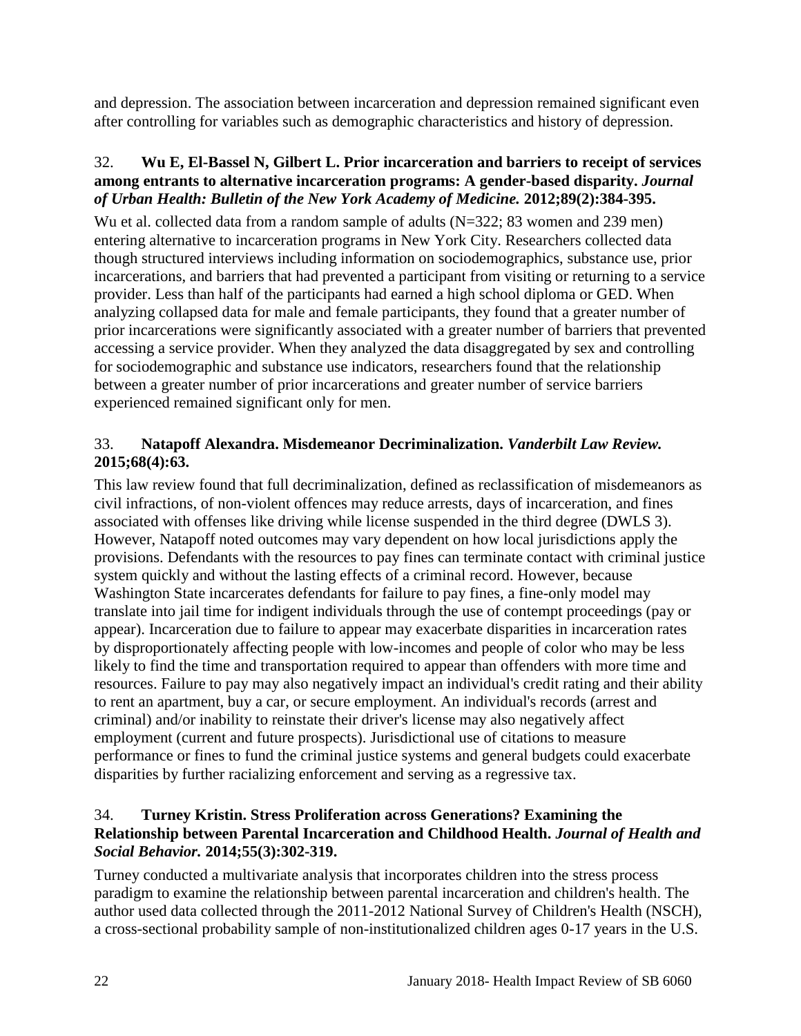and depression. The association between incarceration and depression remained significant even after controlling for variables such as demographic characteristics and history of depression.

32. **Wu E, El-Bassel N, Gilbert L. Prior incarceration and barriers to receipt of services among entrants to alternative incarceration programs: A gender-based disparity.** ***Journal of Urban Health: Bulletin of the New York Academy of Medicine.*** **2012;89(2):384-395.**

Wu et al. collected data from a random sample of adults (N=322; 83 women and 239 men) entering alternative to incarceration programs in New York City. Researchers collected data though structured interviews including information on sociodemographics, substance use, prior incarcerations, and barriers that had prevented a participant from visiting or returning to a service provider. Less than half of the participants had earned a high school diploma or GED. When analyzing collapsed data for male and female participants, they found that a greater number of prior incarcerations were significantly associated with a greater number of barriers that prevented accessing a service provider. When they analyzed the data disaggregated by sex and controlling for sociodemographic and substance use indicators, researchers found that the relationship between a greater number of prior incarcerations and greater number of service barriers experienced remained significant only for men.

33. **Natapoff Alexandra. Misdemeanor Decriminalization.** ***Vanderbilt Law Review.*** **2015;68(4):63.**

This law review found that full decriminalization, defined as reclassification of misdemeanors as civil infractions, of non-violent offences may reduce arrests, days of incarceration, and fines associated with offenses like driving while license suspended in the third degree (DWLS 3). However, Natapoff noted outcomes may vary dependent on how local jurisdictions apply the provisions. Defendants with the resources to pay fines can terminate contact with criminal justice system quickly and without the lasting effects of a criminal record. However, because Washington State incarcerates defendants for failure to pay fines, a fine-only model may translate into jail time for indigent individuals through the use of contempt proceedings (pay or appear). Incarceration due to failure to appear may exacerbate disparities in incarceration rates by disproportionately affecting people with low-incomes and people of color who may be less likely to find the time and transportation required to appear than offenders with more time and resources. Failure to pay may also negatively impact an individual's credit rating and their ability to rent an apartment, buy a car, or secure employment. An individual's records (arrest and criminal) and/or inability to reinstate their driver's license may also negatively affect employment (current and future prospects). Jurisdictional use of citations to measure performance or fines to fund the criminal justice systems and general budgets could exacerbate disparities by further racializing enforcement and serving as a regressive tax.

34. **Turney Kristin. Stress Proliferation across Generations? Examining the Relationship between Parental Incarceration and Childhood Health.** ***Journal of Health and Social Behavior.*** **2014;55(3):302-319.**

Turney conducted a multivariate analysis that incorporates children into the stress process paradigm to examine the relationship between parental incarceration and children's health. The author used data collected through the 2011-2012 National Survey of Children's Health (NSCH), a cross-sectional probability sample of non-institutionalized children ages 0-17 years in the U.S.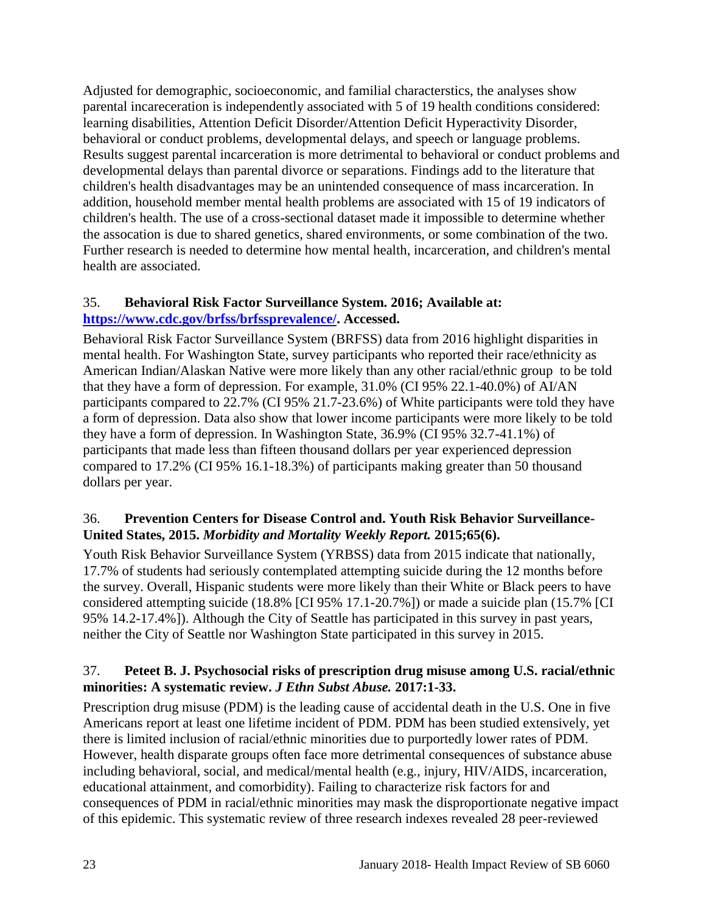Adjusted for demographic, socioeconomic, and familial characterstics, the analyses show parental incareceration is independently associated with 5 of 19 health conditions considered: learning disabilities, Attention Deficit Disorder/Attention Deficit Hyperactivity Disorder, behavioral or conduct problems, developmental delays, and speech or language problems. Results suggest parental incarceration is more detrimental to behavioral or conduct problems and developmental delays than parental divorce or separations. Findings add to the literature that children's health disadvantages may be an unintended consequence of mass incarceration. In addition, household member mental health problems are associated with 15 of 19 indicators of children's health. The use of a cross-sectional dataset made it impossible to determine whether the assocation is due to shared genetics, shared environments, or some combination of the two. Further research is needed to determine how mental health, incarceration, and children's mental health are associated.

35. **Behavioral Risk Factor Surveillance System. 2016; Available at: [https://www.cdc.gov/brfss/brfssprevalence/](https://www.cdc.gov/brfss/brfssprevalence/). Accessed.**

Behavioral Risk Factor Surveillance System (BRFSS) data from 2016 highlight disparities in mental health. For Washington State, survey participants who reported their race/ethnicity as American Indian/Alaskan Native were more likely than any other racial/ethnic group to be told that they have a form of depression. For example, 31.0% (CI 95% 22.1-40.0%) of AI/AN participants compared to 22.7% (CI 95% 21.7-23.6%) of White participants were told they have a form of depression. Data also show that lower income participants were more likely to be told they have a form of depression. In Washington State, 36.9% (CI 95% 32.7-41.1%) of participants that made less than fifteen thousand dollars per year experienced depression compared to 17.2% (CI 95% 16.1-18.3%) of participants making greater than 50 thousand dollars per year.

36. **Prevention Centers for Disease Control and. Youth Risk Behavior Surveillance-United States, 2015.** ***Morbidity and Mortality Weekly Report.*** **2015;65(6).**

Youth Risk Behavior Surveillance System (YRBSS) data from 2015 indicate that nationally, 17.7% of students had seriously contemplated attempting suicide during the 12 months before the survey. Overall, Hispanic students were more likely than their White or Black peers to have considered attempting suicide (18.8% [CI 95% 17.1-20.7%]) or made a suicide plan (15.7% [CI 95% 14.2-17.4%]). Although the City of Seattle has participated in this survey in past years, neither the City of Seattle nor Washington State participated in this survey in 2015.

37. **Peteet B. J. Psychosocial risks of prescription drug misuse among U.S. racial/ethnic minorities: A systematic review.** ***J Ethn Subst Abuse.*** **2017:1-33.**

Prescription drug misuse (PDM) is the leading cause of accidental death in the U.S. One in five Americans report at least one lifetime incident of PDM. PDM has been studied extensively, yet there is limited inclusion of racial/ethnic minorities due to purportedly lower rates of PDM. However, health disparate groups often face more detrimental consequences of substance abuse including behavioral, social, and medical/mental health (e.g., injury, HIV/AIDS, incarceration, educational attainment, and comorbidity). Failing to characterize risk factors for and consequences of PDM in racial/ethnic minorities may mask the disproportionate negative impact of this epidemic. This systematic review of three research indexes revealed 28 peer-reviewed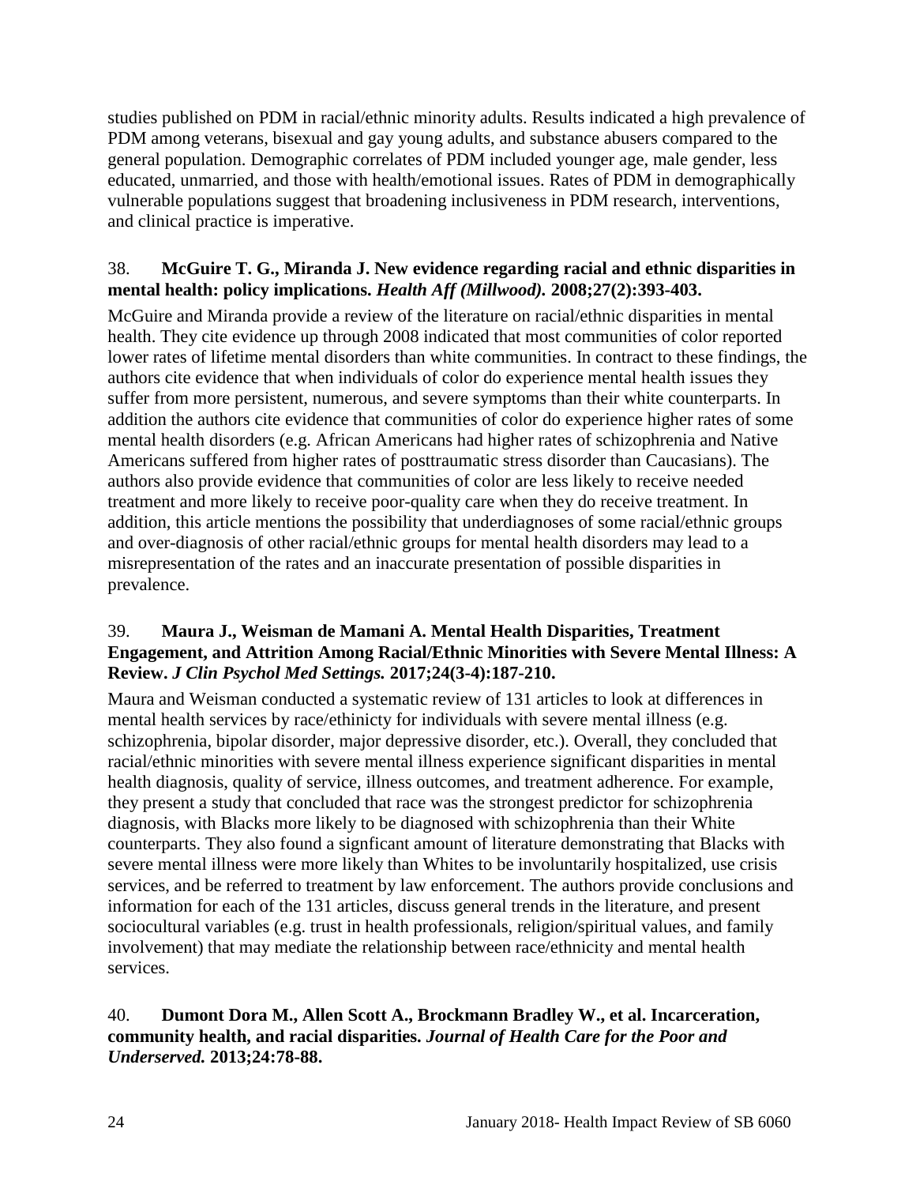studies published on PDM in racial/ethnic minority adults. Results indicated a high prevalence of PDM among veterans, bisexual and gay young adults, and substance abusers compared to the general population. Demographic correlates of PDM included younger age, male gender, less educated, unmarried, and those with health/emotional issues. Rates of PDM in demographically vulnerable populations suggest that broadening inclusiveness in PDM research, interventions, and clinical practice is imperative.

38. **McGuire T. G., Miranda J. New evidence regarding racial and ethnic disparities in mental health: policy implications.** ***Health Aff (Millwood).*** **2008;27(2):393-403.**

McGuire and Miranda provide a review of the literature on racial/ethnic disparities in mental health. They cite evidence up through 2008 indicated that most communities of color reported lower rates of lifetime mental disorders than white communities. In contract to these findings, the authors cite evidence that when individuals of color do experience mental health issues they suffer from more persistent, numerous, and severe symptoms than their white counterparts. In addition the authors cite evidence that communities of color do experience higher rates of some mental health disorders (e.g. African Americans had higher rates of schizophrenia and Native Americans suffered from higher rates of posttraumatic stress disorder than Caucasians). The authors also provide evidence that communities of color are less likely to receive needed treatment and more likely to receive poor-quality care when they do receive treatment. In addition, this article mentions the possibility that underdiagnoses of some racial/ethnic groups and over-diagnosis of other racial/ethnic groups for mental health disorders may lead to a misrepresentation of the rates and an inaccurate presentation of possible disparities in prevalence.

39. **Maura J., Weisman de Mamani A. Mental Health Disparities, Treatment Engagement, and Attrition Among Racial/Ethnic Minorities with Severe Mental Illness: A Review.** ***J Clin Psychol Med Settings.*** **2017;24(3-4):187-210.**

Maura and Weisman conducted a systematic review of 131 articles to look at differences in mental health services by race/ethinicty for individuals with severe mental illness (e.g. schizophrenia, bipolar disorder, major depressive disorder, etc.). Overall, they concluded that racial/ethnic minorities with severe mental illness experience significant disparities in mental health diagnosis, quality of service, illness outcomes, and treatment adherence. For example, they present a study that concluded that race was the strongest predictor for schizophrenia diagnosis, with Blacks more likely to be diagnosed with schizophrenia than their White counterparts. They also found a signficant amount of literature demonstrating that Blacks with severe mental illness were more likely than Whites to be involuntarily hospitalized, use crisis services, and be referred to treatment by law enforcement. The authors provide conclusions and information for each of the 131 articles, discuss general trends in the literature, and present sociocultural variables (e.g. trust in health professionals, religion/spiritual values, and family involvement) that may mediate the relationship between race/ethnicity and mental health services.

40. **Dumont Dora M., Allen Scott A., Brockmann Bradley W., et al. Incarceration, community health, and racial disparities.** ***Journal of Health Care for the Poor and Underserved.*** **2013;24:78-88.**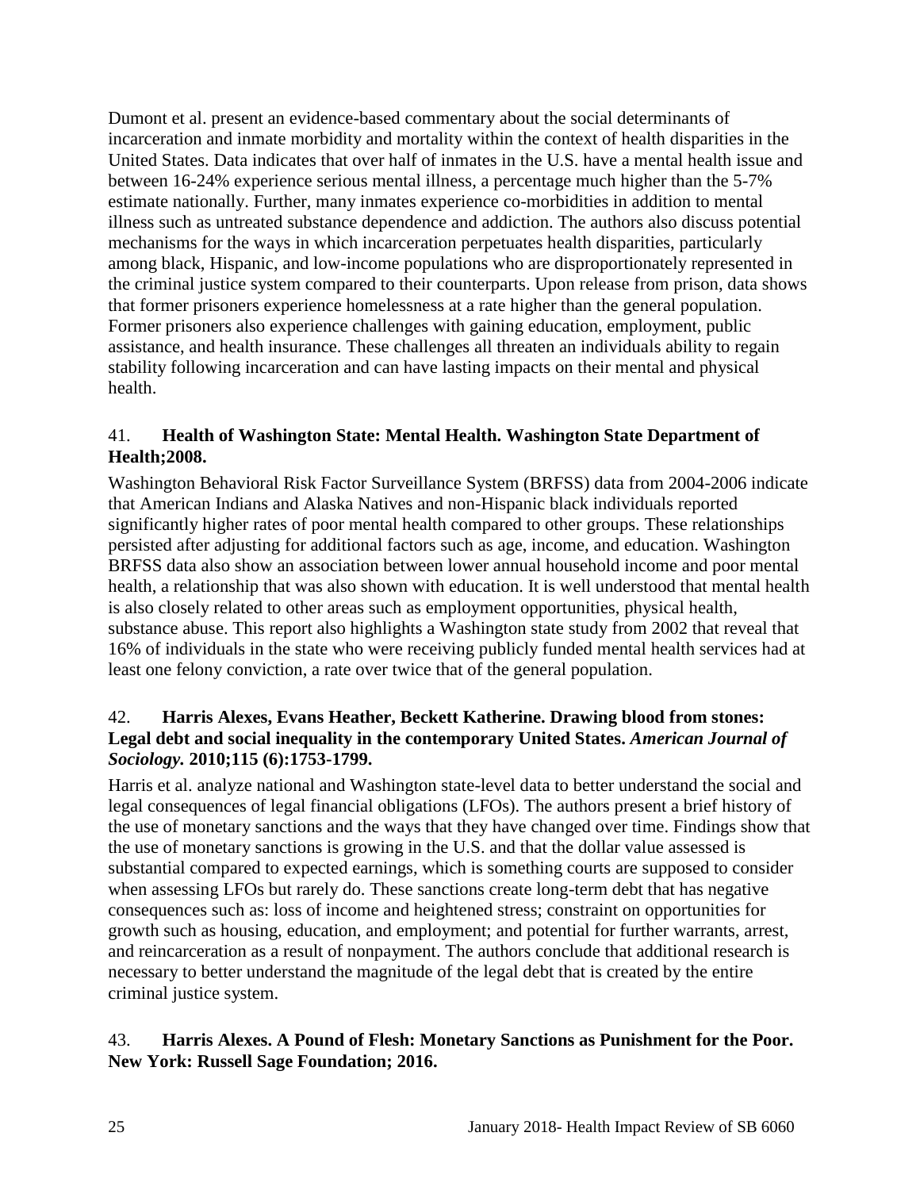Dumont et al. present an evidence-based commentary about the social determinants of incarceration and inmate morbidity and mortality within the context of health disparities in the United States. Data indicates that over half of inmates in the U.S. have a mental health issue and between 16-24% experience serious mental illness, a percentage much higher than the 5-7% estimate nationally. Further, many inmates experience co-morbidities in addition to mental illness such as untreated substance dependence and addiction. The authors also discuss potential mechanisms for the ways in which incarceration perpetuates health disparities, particularly among black, Hispanic, and low-income populations who are disproportionately represented in the criminal justice system compared to their counterparts. Upon release from prison, data shows that former prisoners experience homelessness at a rate higher than the general population. Former prisoners also experience challenges with gaining education, employment, public assistance, and health insurance. These challenges all threaten an individuals ability to regain stability following incarceration and can have lasting impacts on their mental and physical health.

41. **Health of Washington State: Mental Health. Washington State Department of Health;2008.**

Washington Behavioral Risk Factor Surveillance System (BRFSS) data from 2004-2006 indicate that American Indians and Alaska Natives and non-Hispanic black individuals reported significantly higher rates of poor mental health compared to other groups. These relationships persisted after adjusting for additional factors such as age, income, and education. Washington BRFSS data also show an association between lower annual household income and poor mental health, a relationship that was also shown with education. It is well understood that mental health is also closely related to other areas such as employment opportunities, physical health, substance abuse. This report also highlights a Washington state study from 2002 that reveal that 16% of individuals in the state who were receiving publicly funded mental health services had at least one felony conviction, a rate over twice that of the general population.

42. **Harris Alexes, Evans Heather, Beckett Katherine. Drawing blood from stones: Legal debt and social inequality in the contemporary United States. *American Journal of Sociology.* 2010;115 (6):1753-1799.**

Harris et al. analyze national and Washington state-level data to better understand the social and legal consequences of legal financial obligations (LFOs). The authors present a brief history of the use of monetary sanctions and the ways that they have changed over time. Findings show that the use of monetary sanctions is growing in the U.S. and that the dollar value assessed is substantial compared to expected earnings, which is something courts are supposed to consider when assessing LFOs but rarely do. These sanctions create long-term debt that has negative consequences such as: loss of income and heightened stress; constraint on opportunities for growth such as housing, education, and employment; and potential for further warrants, arrest, and reincarceration as a result of nonpayment. The authors conclude that additional research is necessary to better understand the magnitude of the legal debt that is created by the entire criminal justice system.

43. **Harris Alexes. A Pound of Flesh: Monetary Sanctions as Punishment for the Poor. New York: Russell Sage Foundation; 2016.**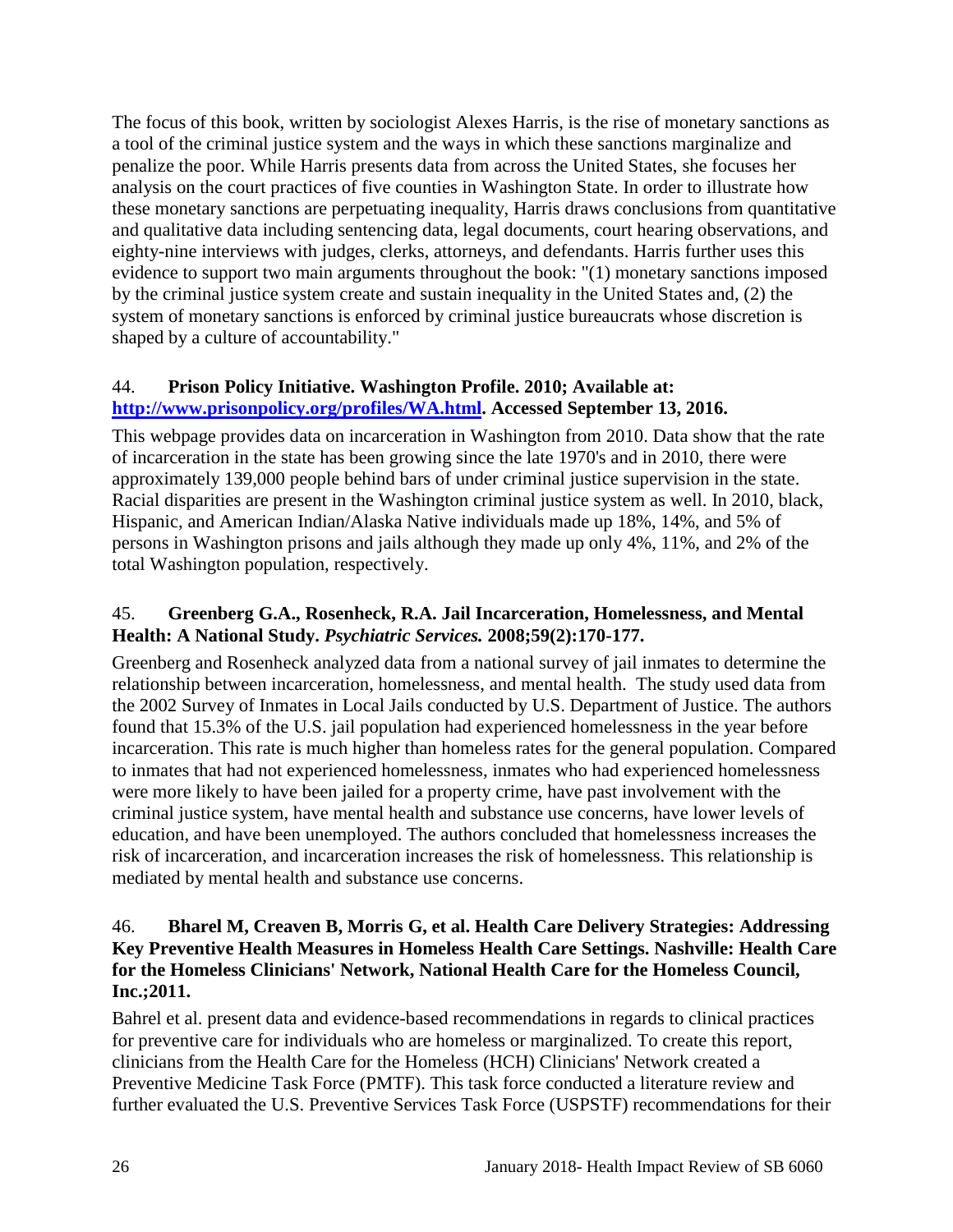The focus of this book, written by sociologist Alexes Harris, is the rise of monetary sanctions as a tool of the criminal justice system and the ways in which these sanctions marginalize and penalize the poor. While Harris presents data from across the United States, she focuses her analysis on the court practices of five counties in Washington State. In order to illustrate how these monetary sanctions are perpetuating inequality, Harris draws conclusions from quantitative and qualitative data including sentencing data, legal documents, court hearing observations, and eighty-nine interviews with judges, clerks, attorneys, and defendants. Harris further uses this evidence to support two main arguments throughout the book: "(1) monetary sanctions imposed by the criminal justice system create and sustain inequality in the United States and, (2) the system of monetary sanctions is enforced by criminal justice bureaucrats whose discretion is shaped by a culture of accountability."

44. **Prison Policy Initiative. Washington Profile. 2010; Available at: [http://www.prisonpolicy.org/profiles/WA.html](http://www.prisonpolicy.org/profiles/WA.html). Accessed September 13, 2016.**

This webpage provides data on incarceration in Washington from 2010. Data show that the rate of incarceration in the state has been growing since the late 1970's and in 2010, there were approximately 139,000 people behind bars of under criminal justice supervision in the state. Racial disparities are present in the Washington criminal justice system as well. In 2010, black, Hispanic, and American Indian/Alaska Native individuals made up 18%, 14%, and 5% of persons in Washington prisons and jails although they made up only 4%, 11%, and 2% of the total Washington population, respectively.

45. **Greenberg G.A., Rosenheck, R.A. Jail Incarceration, Homelessness, and Mental Health: A National Study. *Psychiatric Services.* 2008;59(2):170-177.**

Greenberg and Rosenheck analyzed data from a national survey of jail inmates to determine the relationship between incarceration, homelessness, and mental health. The study used data from the 2002 Survey of Inmates in Local Jails conducted by U.S. Department of Justice. The authors found that 15.3% of the U.S. jail population had experienced homelessness in the year before incarceration. This rate is much higher than homeless rates for the general population. Compared to inmates that had not experienced homelessness, inmates who had experienced homelessness were more likely to have been jailed for a property crime, have past involvement with the criminal justice system, have mental health and substance use concerns, have lower levels of education, and have been unemployed. The authors concluded that homelessness increases the risk of incarceration, and incarceration increases the risk of homelessness. This relationship is mediated by mental health and substance use concerns.

46. **Bharel M, Creaven B, Morris G, et al. Health Care Delivery Strategies: Addressing Key Preventive Health Measures in Homeless Health Care Settings. Nashville: Health Care for the Homeless Clinicians' Network, National Health Care for the Homeless Council, Inc.;2011.**

Bahrel et al. present data and evidence-based recommendations in regards to clinical practices for preventive care for individuals who are homeless or marginalized. To create this report, clinicians from the Health Care for the Homeless (HCH) Clinicians' Network created a Preventive Medicine Task Force (PMTF). This task force conducted a literature review and further evaluated the U.S. Preventive Services Task Force (USPSTF) recommendations for their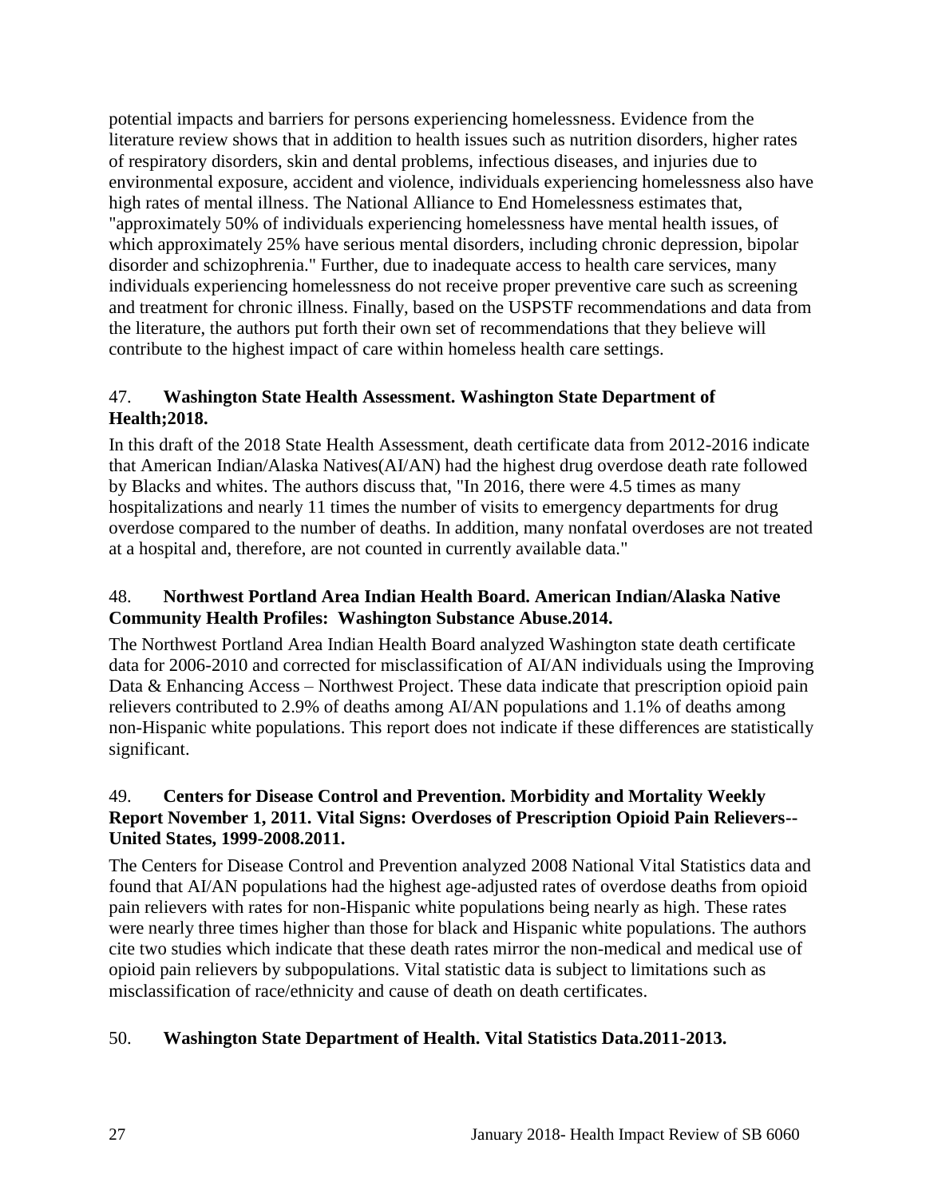potential impacts and barriers for persons experiencing homelessness. Evidence from the literature review shows that in addition to health issues such as nutrition disorders, higher rates of respiratory disorders, skin and dental problems, infectious diseases, and injuries due to environmental exposure, accident and violence, individuals experiencing homelessness also have high rates of mental illness. The National Alliance to End Homelessness estimates that, "approximately 50% of individuals experiencing homelessness have mental health issues, of which approximately 25% have serious mental disorders, including chronic depression, bipolar disorder and schizophrenia." Further, due to inadequate access to health care services, many individuals experiencing homelessness do not receive proper preventive care such as screening and treatment for chronic illness. Finally, based on the USPSTF recommendations and data from the literature, the authors put forth their own set of recommendations that they believe will contribute to the highest impact of care within homeless health care settings.

47. **Washington State Health Assessment. Washington State Department of Health;2018.**

In this draft of the 2018 State Health Assessment, death certificate data from 2012-2016 indicate that American Indian/Alaska Natives(AI/AN) had the highest drug overdose death rate followed by Blacks and whites. The authors discuss that, "In 2016, there were 4.5 times as many hospitalizations and nearly 11 times the number of visits to emergency departments for drug overdose compared to the number of deaths. In addition, many nonfatal overdoses are not treated at a hospital and, therefore, are not counted in currently available data."

48. **Northwest Portland Area Indian Health Board. American Indian/Alaska Native Community Health Profiles: Washington Substance Abuse.2014.**

The Northwest Portland Area Indian Health Board analyzed Washington state death certificate data for 2006-2010 and corrected for misclassification of AI/AN individuals using the Improving Data & Enhancing Access – Northwest Project. These data indicate that prescription opioid pain relievers contributed to 2.9% of deaths among AI/AN populations and 1.1% of deaths among non-Hispanic white populations. This report does not indicate if these differences are statistically significant.

49. **Centers for Disease Control and Prevention. Morbidity and Mortality Weekly Report November 1, 2011. Vital Signs: Overdoses of Prescription Opioid Pain Relievers--United States, 1999-2008.2011.**

The Centers for Disease Control and Prevention analyzed 2008 National Vital Statistics data and found that AI/AN populations had the highest age-adjusted rates of overdose deaths from opioid pain relievers with rates for non-Hispanic white populations being nearly as high. These rates were nearly three times higher than those for black and Hispanic white populations. The authors cite two studies which indicate that these death rates mirror the non-medical and medical use of opioid pain relievers by subpopulations. Vital statistic data is subject to limitations such as misclassification of race/ethnicity and cause of death on death certificates.

50. **Washington State Department of Health. Vital Statistics Data.2011-2013.**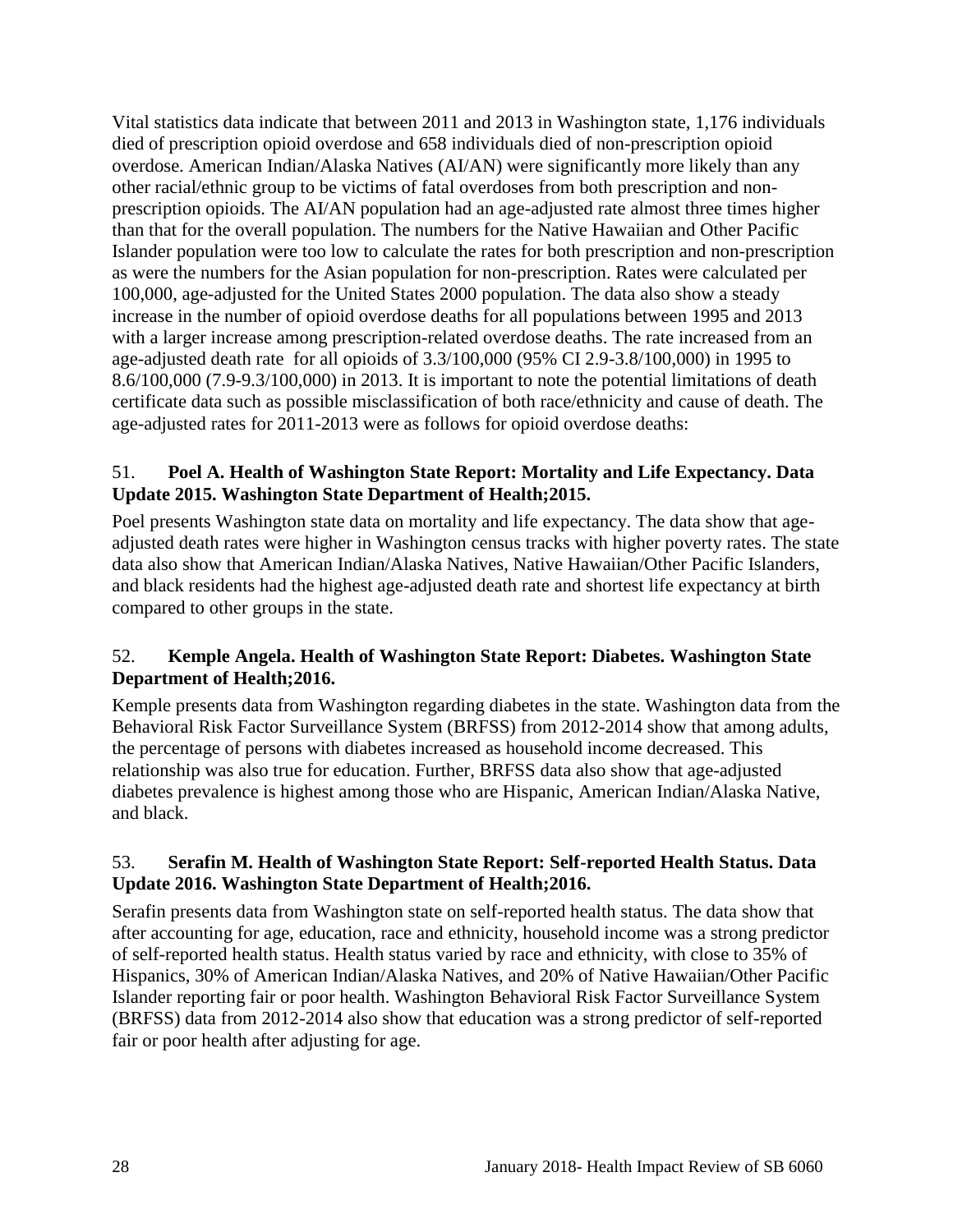Vital statistics data indicate that between 2011 and 2013 in Washington state, 1,176 individuals died of prescription opioid overdose and 658 individuals died of non-prescription opioid overdose. American Indian/Alaska Natives (AI/AN) were significantly more likely than any other racial/ethnic group to be victims of fatal overdoses from both prescription and non-prescription opioids. The AI/AN population had an age-adjusted rate almost three times higher than that for the overall population. The numbers for the Native Hawaiian and Other Pacific Islander population were too low to calculate the rates for both prescription and non-prescription as were the numbers for the Asian population for non-prescription. Rates were calculated per 100,000, age-adjusted for the United States 2000 population. The data also show a steady increase in the number of opioid overdose deaths for all populations between 1995 and 2013 with a larger increase among prescription-related overdose deaths. The rate increased from an age-adjusted death rate for all opioids of 3.3/100,000 (95% CI 2.9-3.8/100,000) in 1995 to 8.6/100,000 (7.9-9.3/100,000) in 2013. It is important to note the potential limitations of death certificate data such as possible misclassification of both race/ethnicity and cause of death. The age-adjusted rates for 2011-2013 were as follows for opioid overdose deaths:

51. **Poel A. Health of Washington State Report: Mortality and Life Expectancy. Data Update 2015. Washington State Department of Health;2015.**

Poel presents Washington state data on mortality and life expectancy. The data show that age-adjusted death rates were higher in Washington census tracks with higher poverty rates. The state data also show that American Indian/Alaska Natives, Native Hawaiian/Other Pacific Islanders, and black residents had the highest age-adjusted death rate and shortest life expectancy at birth compared to other groups in the state.

52. **Kemple Angela. Health of Washington State Report: Diabetes. Washington State Department of Health;2016.**

Kemple presents data from Washington regarding diabetes in the state. Washington data from the Behavioral Risk Factor Surveillance System (BRFSS) from 2012-2014 show that among adults, the percentage of persons with diabetes increased as household income decreased. This relationship was also true for education. Further, BRFSS data also show that age-adjusted diabetes prevalence is highest among those who are Hispanic, American Indian/Alaska Native, and black.

53. **Serafin M. Health of Washington State Report: Self-reported Health Status. Data Update 2016. Washington State Department of Health;2016.**

Serafin presents data from Washington state on self-reported health status. The data show that after accounting for age, education, race and ethnicity, household income was a strong predictor of self-reported health status. Health status varied by race and ethnicity, with close to 35% of Hispanics, 30% of American Indian/Alaska Natives, and 20% of Native Hawaiian/Other Pacific Islander reporting fair or poor health. Washington Behavioral Risk Factor Surveillance System (BRFSS) data from 2012-2014 also show that education was a strong predictor of self-reported fair or poor health after adjusting for age.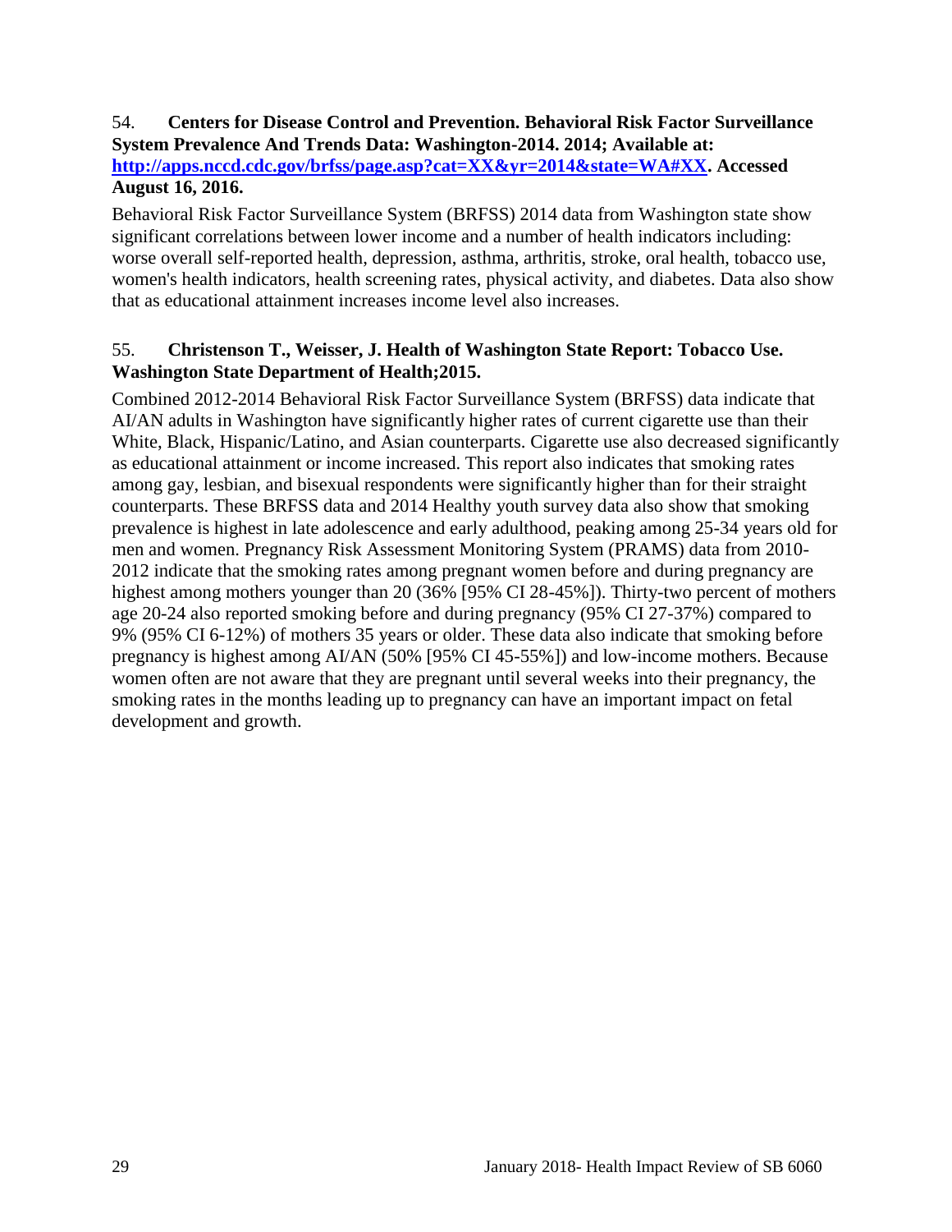54. **Centers for Disease Control and Prevention. Behavioral Risk Factor Surveillance System Prevalence And Trends Data: Washington-2014. 2014; Available at: [http://apps.nccd.cdc.gov/brfss/page.asp?cat=XX&yr=2014&state=WA#XX](http://apps.nccd.cdc.gov/brfss/page.asp?cat=XX&yr=2014&state=WA#XX). Accessed August 16, 2016.**

Behavioral Risk Factor Surveillance System (BRFSS) 2014 data from Washington state show significant correlations between lower income and a number of health indicators including: worse overall self-reported health, depression, asthma, arthritis, stroke, oral health, tobacco use, women's health indicators, health screening rates, physical activity, and diabetes. Data also show that as educational attainment increases income level also increases.

55. **Christenson T., Weisser, J. Health of Washington State Report: Tobacco Use. Washington State Department of Health;2015.**

Combined 2012-2014 Behavioral Risk Factor Surveillance System (BRFSS) data indicate that AI/AN adults in Washington have significantly higher rates of current cigarette use than their White, Black, Hispanic/Latino, and Asian counterparts. Cigarette use also decreased significantly as educational attainment or income increased. This report also indicates that smoking rates among gay, lesbian, and bisexual respondents were significantly higher than for their straight counterparts. These BRFSS data and 2014 Healthy youth survey data also show that smoking prevalence is highest in late adolescence and early adulthood, peaking among 25-34 years old for men and women. Pregnancy Risk Assessment Monitoring System (PRAMS) data from 2010-2012 indicate that the smoking rates among pregnant women before and during pregnancy are highest among mothers younger than 20 (36% [95% CI 28-45%]). Thirty-two percent of mothers age 20-24 also reported smoking before and during pregnancy (95% CI 27-37%) compared to 9% (95% CI 6-12%) of mothers 35 years or older. These data also indicate that smoking before pregnancy is highest among AI/AN (50% [95% CI 45-55%]) and low-income mothers. Because women often are not aware that they are pregnant until several weeks into their pregnancy, the smoking rates in the months leading up to pregnancy can have an important impact on fetal development and growth.